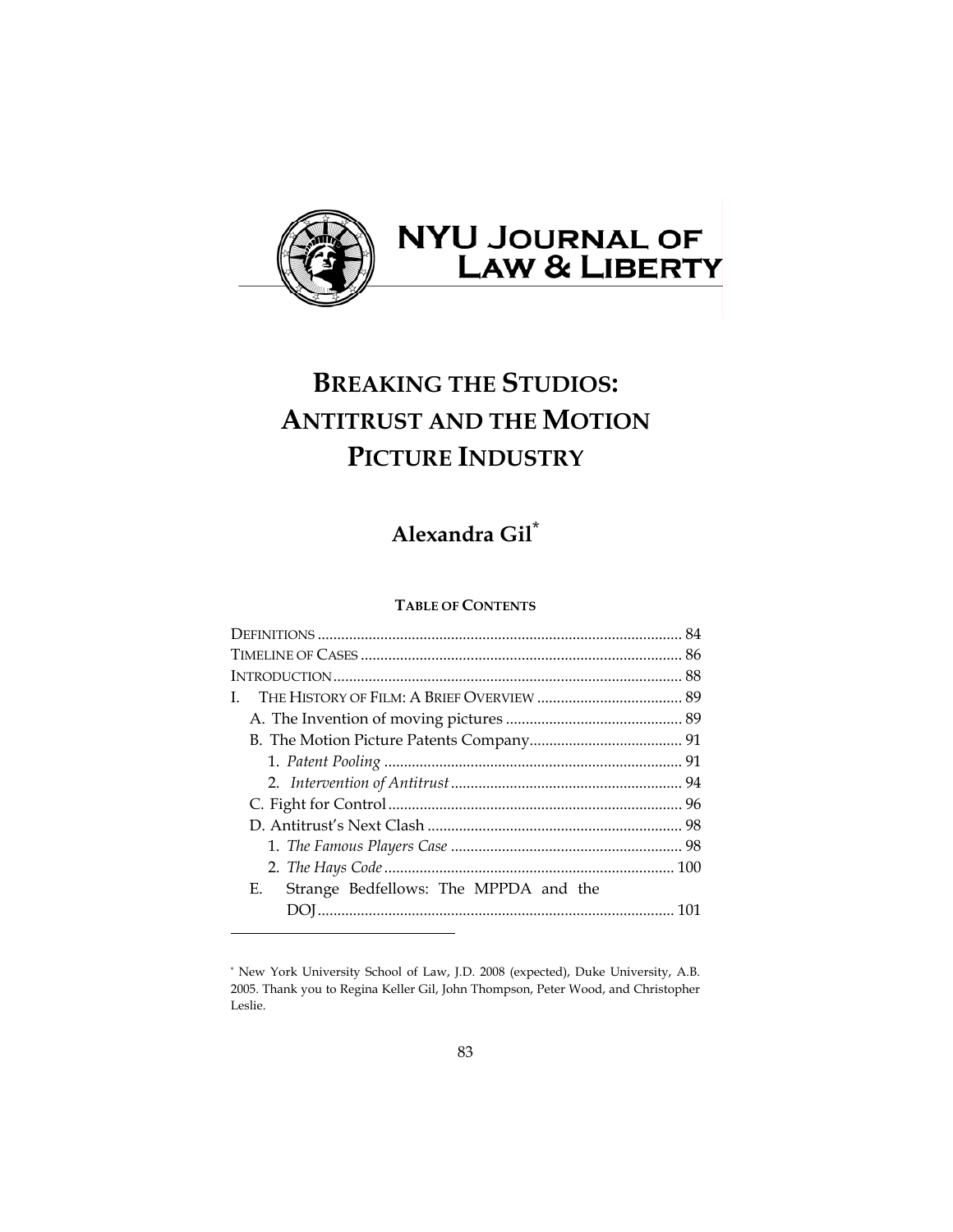NYU JOURNAL OF LAW & LIBERTY

# BREAKING THE STUDIOS: ANTITRUST AND THE MOTION PICTURE INDUSTRY

## Alexandra Gil*

### TABLE OF CONTENTS

DEFINITIONS .......... 84
TIMELINE OF CASES .......... 86
INTRODUCTION .......... 88
I. THE HISTORY OF FILM: A BRIEF OVERVIEW .......... 89
  A. The Invention of moving pictures .......... 89
  B. The Motion Picture Patents Company .......... 91
    1. *Patent Pooling* .......... 91
    2. *Intervention of Antitrust* .......... 94
  C. Fight for Control .......... 96
  D. Antitrust's Next Clash .......... 98
    1. *The Famous Players Case* .......... 98
    2. *The Hays Code* .......... 100
  E. Strange Bedfellows: The MPPDA and the DOJ .......... 101

---

* New York University School of Law, J.D. 2008 (expected), Duke University, A.B. 2005. Thank you to Regina Keller Gil, John Thompson, Peter Wood, and Christopher Leslie.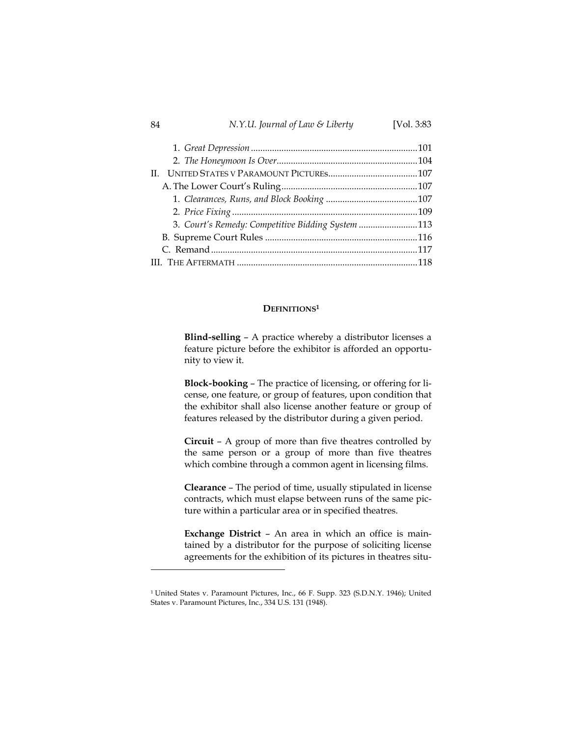1. *Great Depression* .......................................................................101
2. *The Honeymoon Is Over*............................................................104

II. UNITED STATES V PARAMOUNT PICTURES......................................107

A. The Lower Court's Ruling..........................................................107

1. *Clearances, Runs, and Block Booking* .......................................107
2. *Price Fixing* ..............................................................................109
3. *Court's Remedy: Competitive Bidding System* .........................113

B. Supreme Court Rules .................................................................116

C. Remand.......................................................................................117

III. THE AFTERMATH ............................................................................118

**DEFINITIONS**[1]

**Blind-selling** – A practice whereby a distributor licenses a feature picture before the exhibitor is afforded an opportunity to view it.

**Block-booking** – The practice of licensing, or offering for license, one feature, or group of features, upon condition that the exhibitor shall also license another feature or group of features released by the distributor during a given period.

**Circuit** – A group of more than five theatres controlled by the same person or a group of more than five theatres which combine through a common agent in licensing films.

**Clearance** – The period of time, usually stipulated in license contracts, which must elapse between runs of the same picture within a particular area or in specified theatres.

**Exchange District** – An area in which an office is maintained by a distributor for the purpose of soliciting license agreements for the exhibition of its pictures in theatres situ-

[1] United States v. Paramount Pictures, Inc., 66 F. Supp. 323 (S.D.N.Y. 1946); United States v. Paramount Pictures, Inc., 334 U.S. 131 (1948).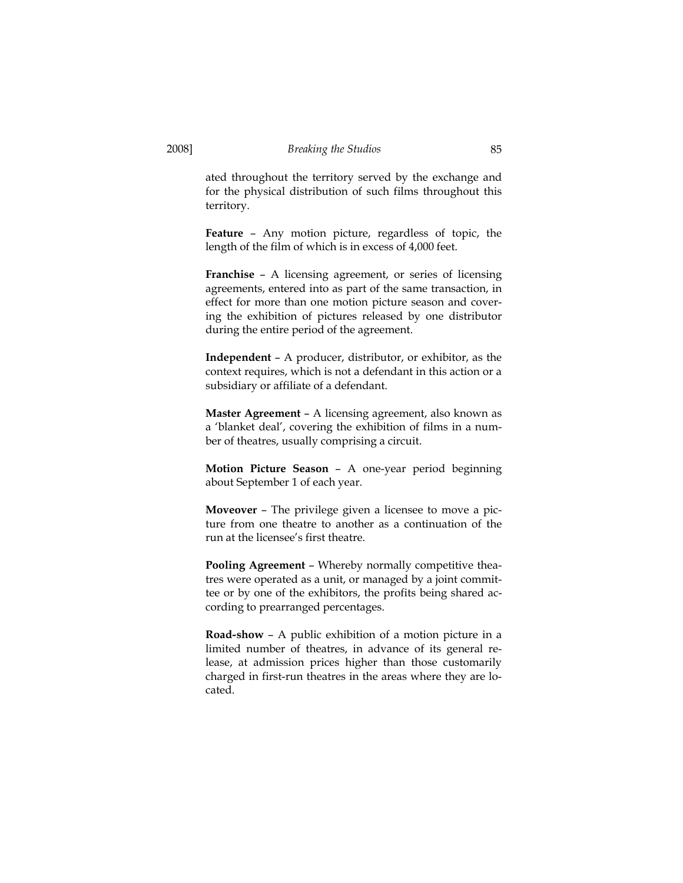ated throughout the territory served by the exchange and for the physical distribution of such films throughout this territory.

**Feature** – Any motion picture, regardless of topic, the length of the film of which is in excess of 4,000 feet.

**Franchise** – A licensing agreement, or series of licensing agreements, entered into as part of the same transaction, in effect for more than one motion picture season and covering the exhibition of pictures released by one distributor during the entire period of the agreement.

**Independent** – A producer, distributor, or exhibitor, as the context requires, which is not a defendant in this action or a subsidiary or affiliate of a defendant.

**Master Agreement** – A licensing agreement, also known as a 'blanket deal', covering the exhibition of films in a number of theatres, usually comprising a circuit.

**Motion Picture Season** – A one-year period beginning about September 1 of each year.

**Moveover** – The privilege given a licensee to move a picture from one theatre to another as a continuation of the run at the licensee's first theatre.

**Pooling Agreement** – Whereby normally competitive theatres were operated as a unit, or managed by a joint committee or by one of the exhibitors, the profits being shared according to prearranged percentages.

**Road-show** – A public exhibition of a motion picture in a limited number of theatres, in advance of its general release, at admission prices higher than those customarily charged in first-run theatres in the areas where they are located.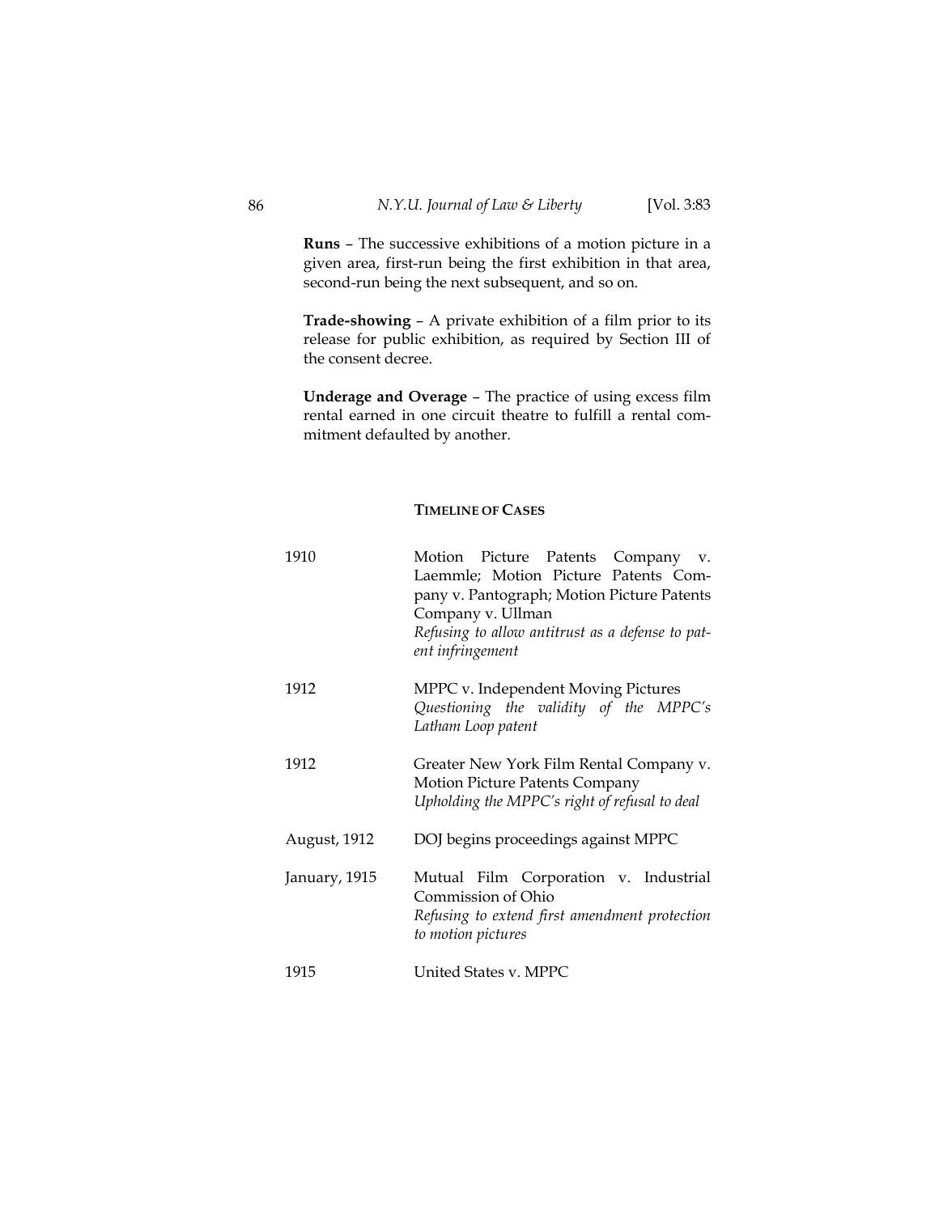**Runs** – The successive exhibitions of a motion picture in a given area, first-run being the first exhibition in that area, second-run being the next subsequent, and so on.

**Trade-showing** – A private exhibition of a film prior to its release for public exhibition, as required by Section III of the consent decree.

**Underage and Overage** – The practice of using excess film rental earned in one circuit theatre to fulfill a rental commitment defaulted by another.

## TIMELINE OF CASES

| | |
|---|---|
| 1910 | Motion Picture Patents Company v. Laemmle; Motion Picture Patents Company v. Pantograph; Motion Picture Patents Company v. Ullman<br>*Refusing to allow antitrust as a defense to patent infringement* |
| 1912 | MPPC v. Independent Moving Pictures<br>*Questioning the validity of the MPPC's Latham Loop patent* |
| 1912 | Greater New York Film Rental Company v. Motion Picture Patents Company<br>*Upholding the MPPC's right of refusal to deal* |
| August, 1912 | DOJ begins proceedings against MPPC |
| January, 1915 | Mutual Film Corporation v. Industrial Commission of Ohio<br>*Refusing to extend first amendment protection to motion pictures* |
| 1915 | United States v. MPPC |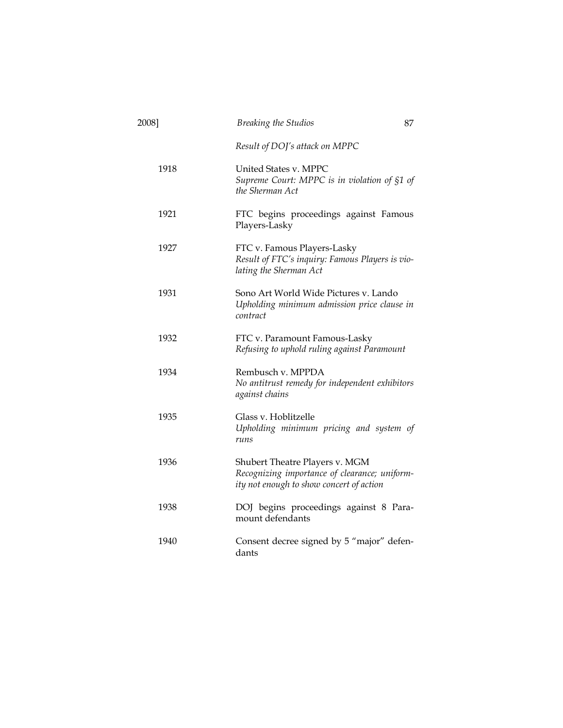| | |
|---|---|
| | *Result of DOJ's attack on MPPC* |
| 1918 | United States v. MPPC<br>*Supreme Court: MPPC is in violation of §1 of the Sherman Act* |
| 1921 | FTC begins proceedings against Famous Players-Lasky |
| 1927 | FTC v. Famous Players-Lasky<br>*Result of FTC's inquiry: Famous Players is violating the Sherman Act* |
| 1931 | Sono Art World Wide Pictures v. Lando<br>*Upholding minimum admission price clause in contract* |
| 1932 | FTC v. Paramount Famous-Lasky<br>*Refusing to uphold ruling against Paramount* |
| 1934 | Rembusch v. MPPDA<br>*No antitrust remedy for independent exhibitors against chains* |
| 1935 | Glass v. Hoblitzelle<br>*Upholding minimum pricing and system of runs* |
| 1936 | Shubert Theatre Players v. MGM<br>*Recognizing importance of clearance; uniformity not enough to show concert of action* |
| 1938 | DOJ begins proceedings against 8 Paramount defendants |
| 1940 | Consent decree signed by 5 "major" defendants |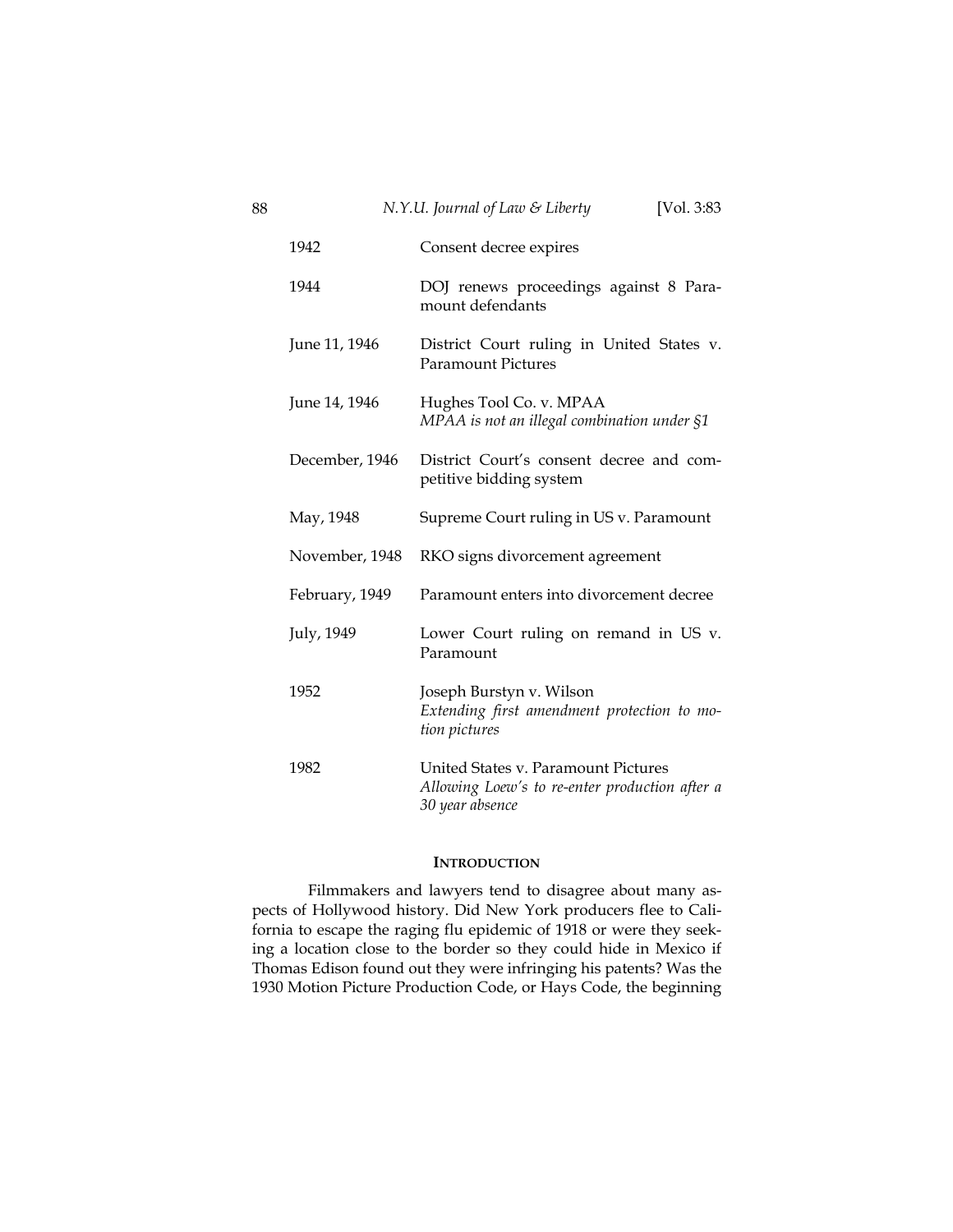| | |
|---|---|
| 1942 | Consent decree expires |
| 1944 | DOJ renews proceedings against 8 Paramount defendants |
| June 11, 1946 | District Court ruling in United States v. Paramount Pictures |
| June 14, 1946 | Hughes Tool Co. v. MPAA<br>*MPAA is not an illegal combination under §1* |
| December, 1946 | District Court's consent decree and competitive bidding system |
| May, 1948 | Supreme Court ruling in US v. Paramount |
| November, 1948 | RKO signs divorcement agreement |
| February, 1949 | Paramount enters into divorcement decree |
| July, 1949 | Lower Court ruling on remand in US v. Paramount |
| 1952 | Joseph Burstyn v. Wilson<br>*Extending first amendment protection to motion pictures* |
| 1982 | United States v. Paramount Pictures<br>*Allowing Loew's to re-enter production after a 30 year absence* |

## INTRODUCTION

Filmmakers and lawyers tend to disagree about many aspects of Hollywood history. Did New York producers flee to California to escape the raging flu epidemic of 1918 or were they seeking a location close to the border so they could hide in Mexico if Thomas Edison found out they were infringing his patents? Was the 1930 Motion Picture Production Code, or Hays Code, the beginning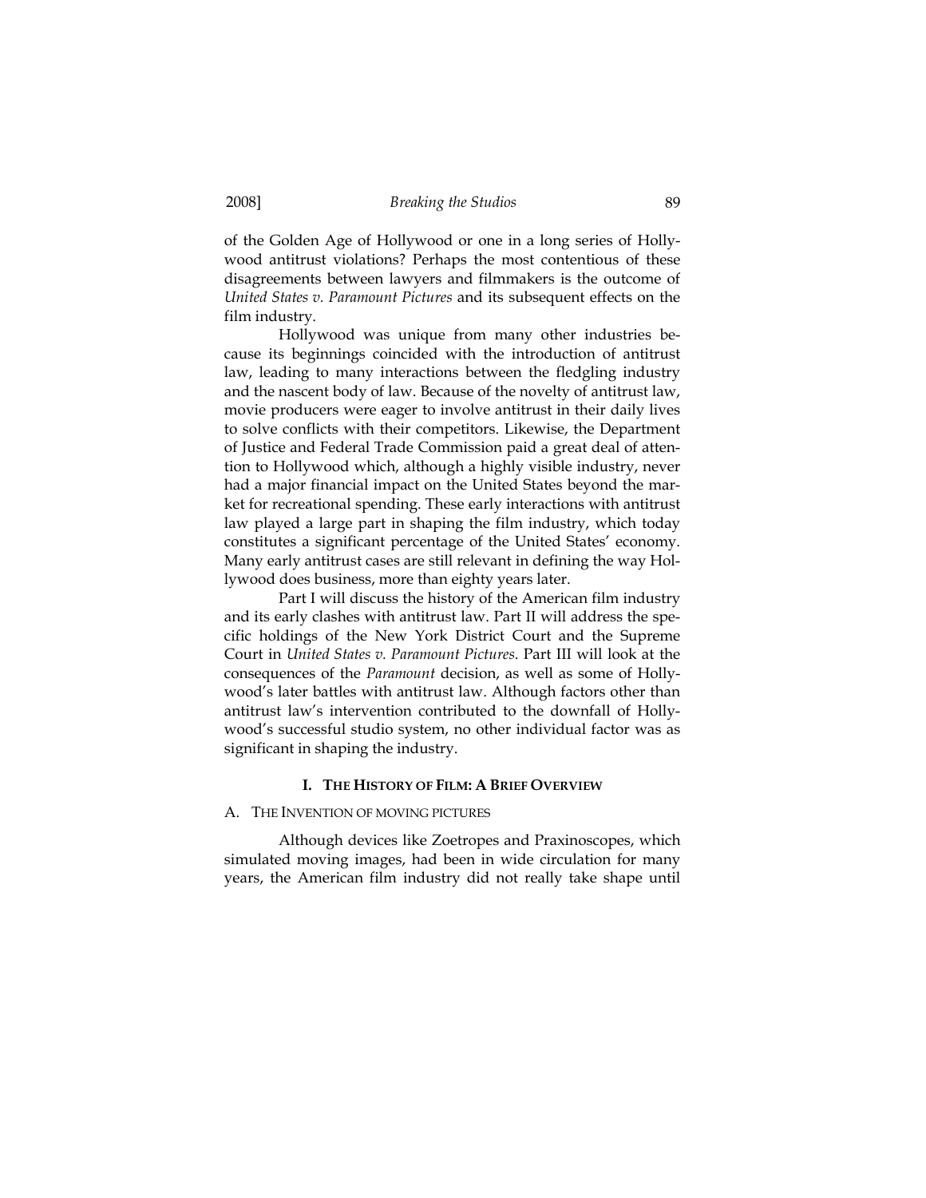of the Golden Age of Hollywood or one in a long series of Hollywood antitrust violations? Perhaps the most contentious of these disagreements between lawyers and filmmakers is the outcome of *United States v. Paramount Pictures* and its subsequent effects on the film industry.

Hollywood was unique from many other industries because its beginnings coincided with the introduction of antitrust law, leading to many interactions between the fledgling industry and the nascent body of law. Because of the novelty of antitrust law, movie producers were eager to involve antitrust in their daily lives to solve conflicts with their competitors. Likewise, the Department of Justice and Federal Trade Commission paid a great deal of attention to Hollywood which, although a highly visible industry, never had a major financial impact on the United States beyond the market for recreational spending. These early interactions with antitrust law played a large part in shaping the film industry, which today constitutes a significant percentage of the United States' economy. Many early antitrust cases are still relevant in defining the way Hollywood does business, more than eighty years later.

Part I will discuss the history of the American film industry and its early clashes with antitrust law. Part II will address the specific holdings of the New York District Court and the Supreme Court in *United States v. Paramount Pictures.* Part III will look at the consequences of the *Paramount* decision, as well as some of Hollywood's later battles with antitrust law. Although factors other than antitrust law's intervention contributed to the downfall of Hollywood's successful studio system, no other individual factor was as significant in shaping the industry.

## I. The History of Film: A Brief Overview

### A. The Invention of moving pictures

Although devices like Zoetropes and Praxinoscopes, which simulated moving images, had been in wide circulation for many years, the American film industry did not really take shape until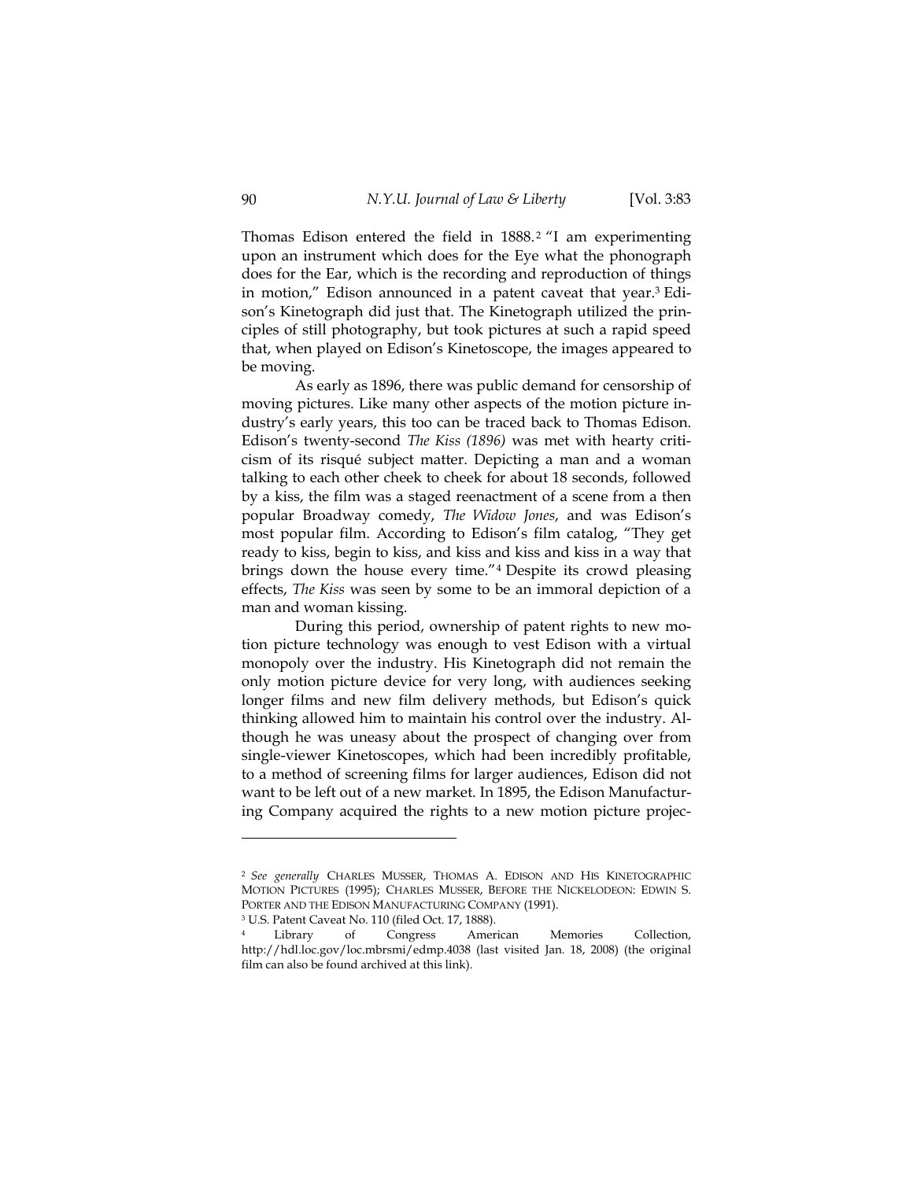Thomas Edison entered the field in 1888.[2] "I am experimenting upon an instrument which does for the Eye what the phonograph does for the Ear, which is the recording and reproduction of things in motion," Edison announced in a patent caveat that year.[3] Edison's Kinetograph did just that. The Kinetograph utilized the principles of still photography, but took pictures at such a rapid speed that, when played on Edison's Kinetoscope, the images appeared to be moving.

As early as 1896, there was public demand for censorship of moving pictures. Like many other aspects of the motion picture industry's early years, this too can be traced back to Thomas Edison. Edison's twenty-second *The Kiss (1896)* was met with hearty criticism of its risqué subject matter. Depicting a man and a woman talking to each other cheek to cheek for about 18 seconds, followed by a kiss, the film was a staged reenactment of a scene from a then popular Broadway comedy, *The Widow Jones*, and was Edison's most popular film. According to Edison's film catalog, "They get ready to kiss, begin to kiss, and kiss and kiss and kiss in a way that brings down the house every time."[4] Despite its crowd pleasing effects, *The Kiss* was seen by some to be an immoral depiction of a man and woman kissing.

During this period, ownership of patent rights to new motion picture technology was enough to vest Edison with a virtual monopoly over the industry. His Kinetograph did not remain the only motion picture device for very long, with audiences seeking longer films and new film delivery methods, but Edison's quick thinking allowed him to maintain his control over the industry. Although he was uneasy about the prospect of changing over from single-viewer Kinetoscopes, which had been incredibly profitable, to a method of screening films for larger audiences, Edison did not want to be left out of a new market. In 1895, the Edison Manufacturing Company acquired the rights to a new motion picture projec-

---

[2] *See generally* CHARLES MUSSER, THOMAS A. EDISON AND HIS KINETOGRAPHIC MOTION PICTURES (1995); CHARLES MUSSER, BEFORE THE NICKELODEON: EDWIN S. PORTER AND THE EDISON MANUFACTURING COMPANY (1991).

[3] U.S. Patent Caveat No. 110 (filed Oct. 17, 1888).

[4] Library of Congress American Memories Collection, http://hdl.loc.gov/loc.mbrsmi/edmp.4038 (last visited Jan. 18, 2008) (the original film can also be found archived at this link).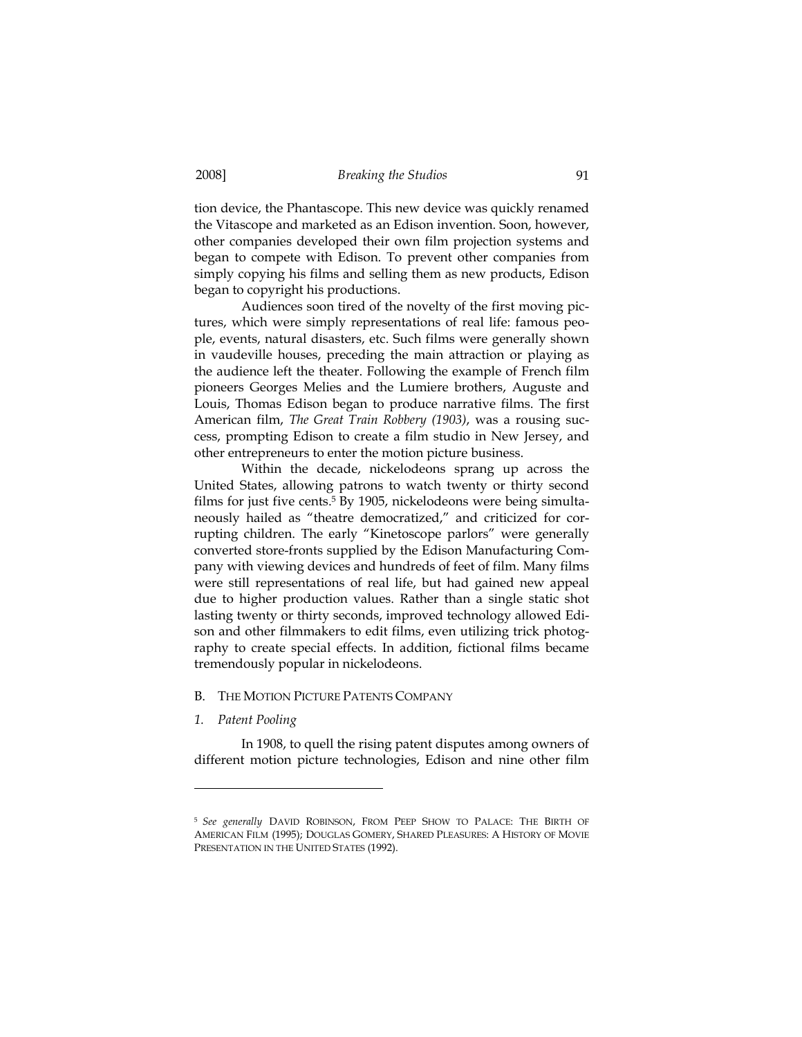tion device, the Phantascope. This new device was quickly renamed the Vitascope and marketed as an Edison invention. Soon, however, other companies developed their own film projection systems and began to compete with Edison. To prevent other companies from simply copying his films and selling them as new products, Edison began to copyright his productions.

Audiences soon tired of the novelty of the first moving pictures, which were simply representations of real life: famous people, events, natural disasters, etc. Such films were generally shown in vaudeville houses, preceding the main attraction or playing as the audience left the theater. Following the example of French film pioneers Georges Melies and the Lumiere brothers, Auguste and Louis, Thomas Edison began to produce narrative films. The first American film, *The Great Train Robbery (1903)*, was a rousing success, prompting Edison to create a film studio in New Jersey, and other entrepreneurs to enter the motion picture business.

Within the decade, nickelodeons sprang up across the United States, allowing patrons to watch twenty or thirty second films for just five cents.[5] By 1905, nickelodeons were being simultaneously hailed as "theatre democratized," and criticized for corrupting children. The early "Kinetoscope parlors" were generally converted store-fronts supplied by the Edison Manufacturing Company with viewing devices and hundreds of feet of film. Many films were still representations of real life, but had gained new appeal due to higher production values. Rather than a single static shot lasting twenty or thirty seconds, improved technology allowed Edison and other filmmakers to edit films, even utilizing trick photography to create special effects. In addition, fictional films became tremendously popular in nickelodeons.

## B. The Motion Picture Patents Company

### 1. *Patent Pooling*

In 1908, to quell the rising patent disputes among owners of different motion picture technologies, Edison and nine other film

---

[5] *See generally* David Robinson, From Peep Show to Palace: The Birth of American Film (1995); Douglas Gomery, Shared Pleasures: A History of Movie Presentation in the United States (1992).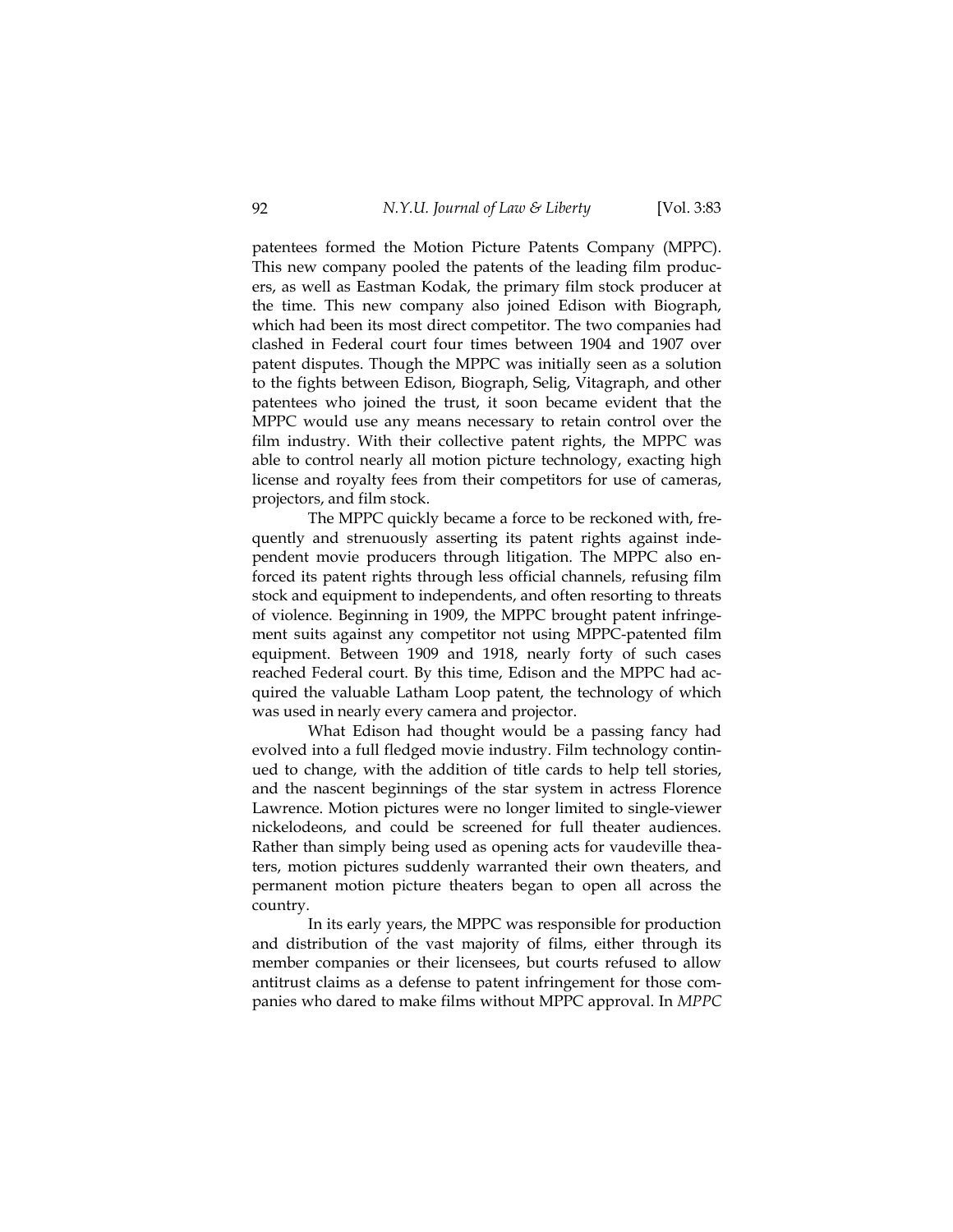patentees formed the Motion Picture Patents Company (MPPC). This new company pooled the patents of the leading film producers, as well as Eastman Kodak, the primary film stock producer at the time. This new company also joined Edison with Biograph, which had been its most direct competitor. The two companies had clashed in Federal court four times between 1904 and 1907 over patent disputes. Though the MPPC was initially seen as a solution to the fights between Edison, Biograph, Selig, Vitagraph, and other patentees who joined the trust, it soon became evident that the MPPC would use any means necessary to retain control over the film industry. With their collective patent rights, the MPPC was able to control nearly all motion picture technology, exacting high license and royalty fees from their competitors for use of cameras, projectors, and film stock.

The MPPC quickly became a force to be reckoned with, frequently and strenuously asserting its patent rights against independent movie producers through litigation. The MPPC also enforced its patent rights through less official channels, refusing film stock and equipment to independents, and often resorting to threats of violence. Beginning in 1909, the MPPC brought patent infringement suits against any competitor not using MPPC-patented film equipment. Between 1909 and 1918, nearly forty of such cases reached Federal court. By this time, Edison and the MPPC had acquired the valuable Latham Loop patent, the technology of which was used in nearly every camera and projector.

What Edison had thought would be a passing fancy had evolved into a full fledged movie industry. Film technology continued to change, with the addition of title cards to help tell stories, and the nascent beginnings of the star system in actress Florence Lawrence. Motion pictures were no longer limited to single-viewer nickelodeons, and could be screened for full theater audiences. Rather than simply being used as opening acts for vaudeville theaters, motion pictures suddenly warranted their own theaters, and permanent motion picture theaters began to open all across the country.

In its early years, the MPPC was responsible for production and distribution of the vast majority of films, either through its member companies or their licensees, but courts refused to allow antitrust claims as a defense to patent infringement for those companies who dared to make films without MPPC approval. In *MPPC*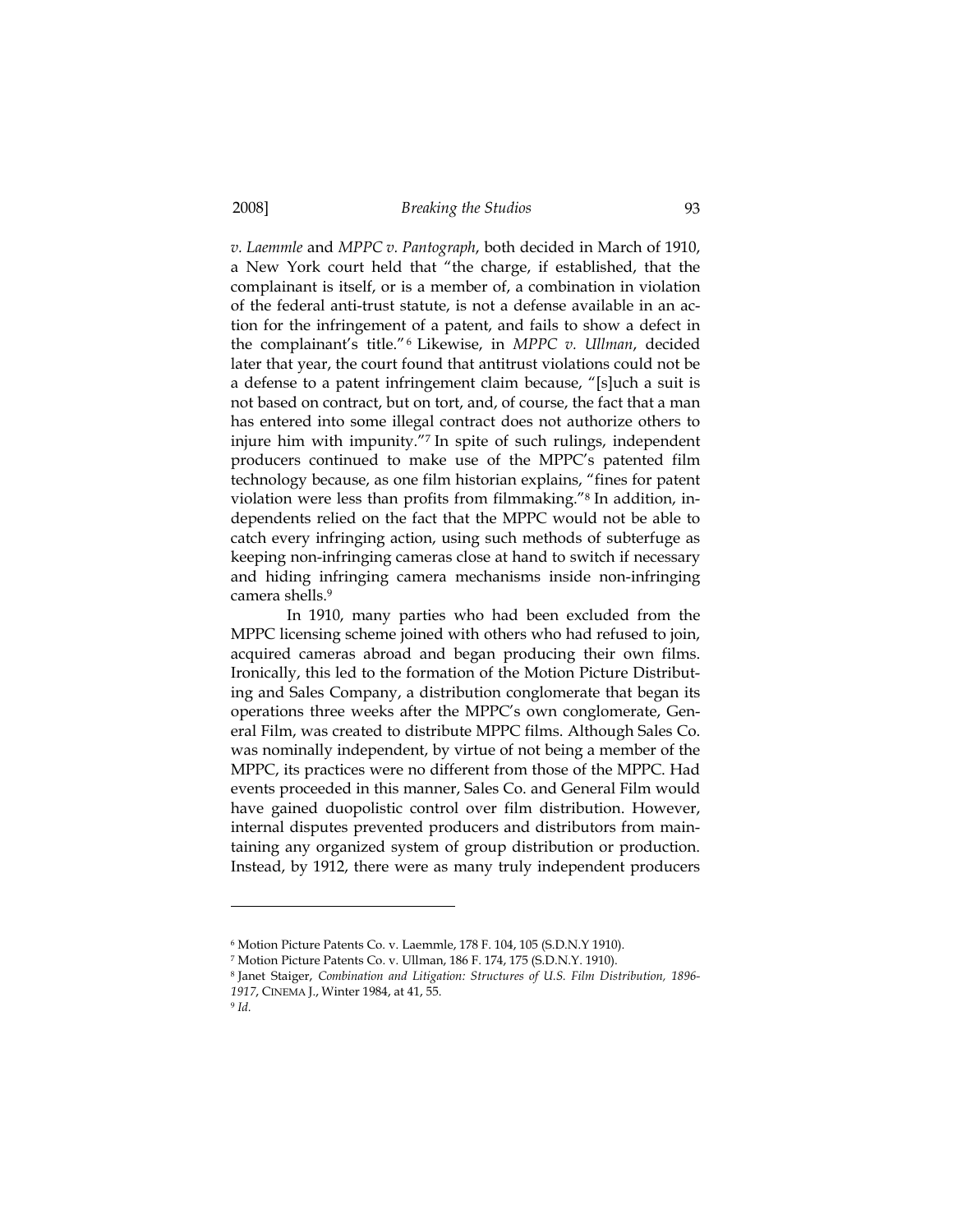*v. Laemmle* and *MPPC v. Pantograph*, both decided in March of 1910, a New York court held that "the charge, if established, that the complainant is itself, or is a member of, a combination in violation of the federal anti-trust statute, is not a defense available in an action for the infringement of a patent, and fails to show a defect in the complainant's title."[6] Likewise, in *MPPC v. Ullman*, decided later that year, the court found that antitrust violations could not be a defense to a patent infringement claim because, "[s]uch a suit is not based on contract, but on tort, and, of course, the fact that a man has entered into some illegal contract does not authorize others to injure him with impunity."[7] In spite of such rulings, independent producers continued to make use of the MPPC's patented film technology because, as one film historian explains, "fines for patent violation were less than profits from filmmaking."[8] In addition, independents relied on the fact that the MPPC would not be able to catch every infringing action, using such methods of subterfuge as keeping non-infringing cameras close at hand to switch if necessary and hiding infringing camera mechanisms inside non-infringing camera shells.[9]

In 1910, many parties who had been excluded from the MPPC licensing scheme joined with others who had refused to join, acquired cameras abroad and began producing their own films. Ironically, this led to the formation of the Motion Picture Distributing and Sales Company, a distribution conglomerate that began its operations three weeks after the MPPC's own conglomerate, General Film, was created to distribute MPPC films. Although Sales Co. was nominally independent, by virtue of not being a member of the MPPC, its practices were no different from those of the MPPC. Had events proceeded in this manner, Sales Co. and General Film would have gained duopolistic control over film distribution. However, internal disputes prevented producers and distributors from maintaining any organized system of group distribution or production. Instead, by 1912, there were as many truly independent producers

---

[6] Motion Picture Patents Co. v. Laemmle, 178 F. 104, 105 (S.D.N.Y 1910).

[7] Motion Picture Patents Co. v. Ullman, 186 F. 174, 175 (S.D.N.Y. 1910).

[8] Janet Staiger, *Combination and Litigation: Structures of U.S. Film Distribution, 1896-1917*, CINEMA J., Winter 1984, at 41, 55.

[9] *Id.*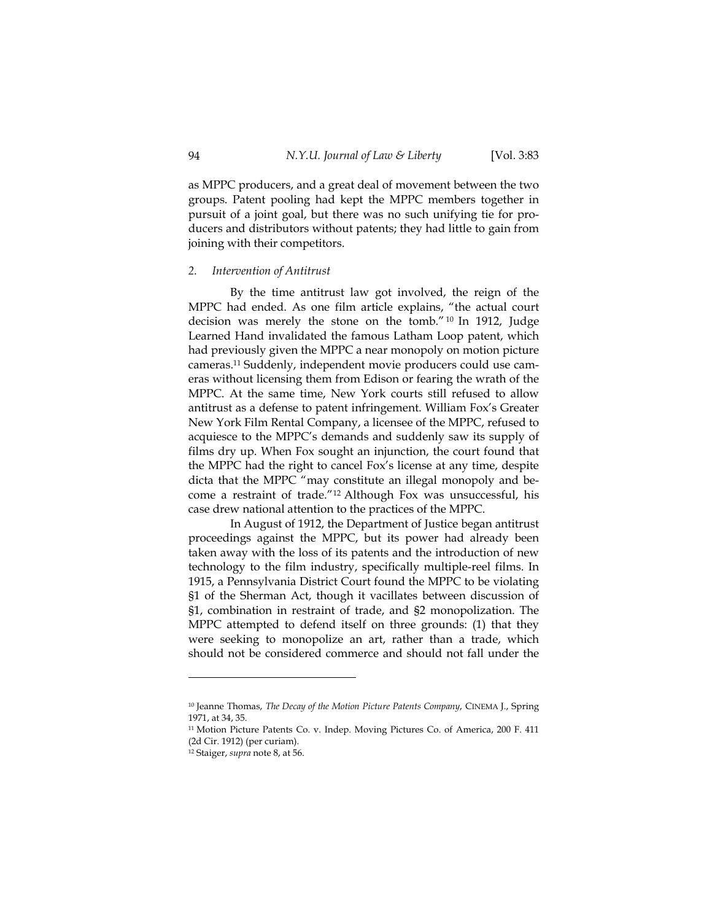as MPPC producers, and a great deal of movement between the two groups. Patent pooling had kept the MPPC members together in pursuit of a joint goal, but there was no such unifying tie for producers and distributors without patents; they had little to gain from joining with their competitors.

### *2. Intervention of Antitrust*

By the time antitrust law got involved, the reign of the MPPC had ended. As one film article explains, "the actual court decision was merely the stone on the tomb."[10] In 1912, Judge Learned Hand invalidated the famous Latham Loop patent, which had previously given the MPPC a near monopoly on motion picture cameras.[11] Suddenly, independent movie producers could use cameras without licensing them from Edison or fearing the wrath of the MPPC. At the same time, New York courts still refused to allow antitrust as a defense to patent infringement. William Fox's Greater New York Film Rental Company, a licensee of the MPPC, refused to acquiesce to the MPPC's demands and suddenly saw its supply of films dry up. When Fox sought an injunction, the court found that the MPPC had the right to cancel Fox's license at any time, despite dicta that the MPPC "may constitute an illegal monopoly and become a restraint of trade."[12] Although Fox was unsuccessful, his case drew national attention to the practices of the MPPC.

In August of 1912, the Department of Justice began antitrust proceedings against the MPPC, but its power had already been taken away with the loss of its patents and the introduction of new technology to the film industry, specifically multiple-reel films. In 1915, a Pennsylvania District Court found the MPPC to be violating §1 of the Sherman Act, though it vacillates between discussion of §1, combination in restraint of trade, and §2 monopolization. The MPPC attempted to defend itself on three grounds: (1) that they were seeking to monopolize an art, rather than a trade, which should not be considered commerce and should not fall under the

---

[10] Jeanne Thomas, *The Decay of the Motion Picture Patents Company*, CINEMA J., Spring 1971, at 34, 35.

[11] Motion Picture Patents Co. v. Indep. Moving Pictures Co. of America, 200 F. 411 (2d Cir. 1912) (per curiam).

[12] Staiger, *supra* note 8, at 56.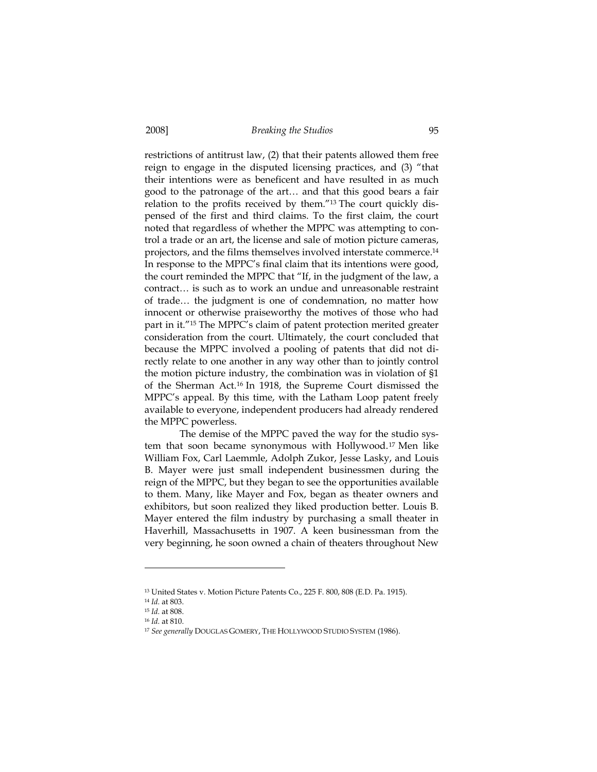restrictions of antitrust law, (2) that their patents allowed them free reign to engage in the disputed licensing practices, and (3) "that their intentions were as beneficent and have resulted in as much good to the patronage of the art… and that this good bears a fair relation to the profits received by them."[13] The court quickly dispensed of the first and third claims. To the first claim, the court noted that regardless of whether the MPPC was attempting to control a trade or an art, the license and sale of motion picture cameras, projectors, and the films themselves involved interstate commerce.[14] In response to the MPPC's final claim that its intentions were good, the court reminded the MPPC that "If, in the judgment of the law, a contract… is such as to work an undue and unreasonable restraint of trade… the judgment is one of condemnation, no matter how innocent or otherwise praiseworthy the motives of those who had part in it."[15] The MPPC's claim of patent protection merited greater consideration from the court. Ultimately, the court concluded that because the MPPC involved a pooling of patents that did not directly relate to one another in any way other than to jointly control the motion picture industry, the combination was in violation of §1 of the Sherman Act.[16] In 1918, the Supreme Court dismissed the MPPC's appeal. By this time, with the Latham Loop patent freely available to everyone, independent producers had already rendered the MPPC powerless.

The demise of the MPPC paved the way for the studio system that soon became synonymous with Hollywood.[17] Men like William Fox, Carl Laemmle, Adolph Zukor, Jesse Lasky, and Louis B. Mayer were just small independent businessmen during the reign of the MPPC, but they began to see the opportunities available to them. Many, like Mayer and Fox, began as theater owners and exhibitors, but soon realized they liked production better. Louis B. Mayer entered the film industry by purchasing a small theater in Haverhill, Massachusetts in 1907. A keen businessman from the very beginning, he soon owned a chain of theaters throughout New

---

[13] United States v. Motion Picture Patents Co., 225 F. 800, 808 (E.D. Pa. 1915).

[14] *Id.* at 803.

[15] *Id.* at 808.

[16] *Id.* at 810.

[17] *See generally* DOUGLAS GOMERY, THE HOLLYWOOD STUDIO SYSTEM (1986).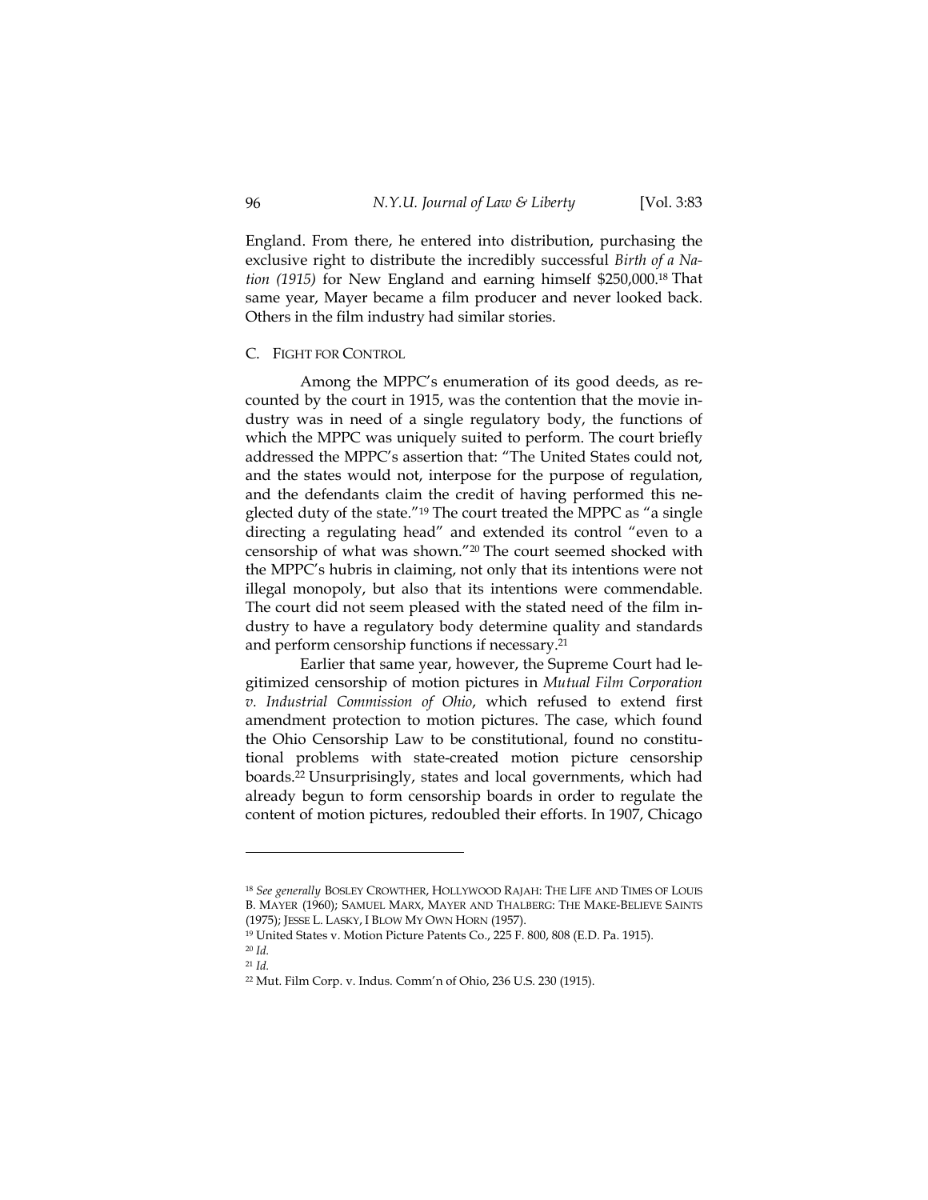England. From there, he entered into distribution, purchasing the exclusive right to distribute the incredibly successful *Birth of a Nation (1915)* for New England and earning himself $250,000.[18] That same year, Mayer became a film producer and never looked back. Others in the film industry had similar stories.

### C. FIGHT FOR CONTROL

Among the MPPC's enumeration of its good deeds, as recounted by the court in 1915, was the contention that the movie industry was in need of a single regulatory body, the functions of which the MPPC was uniquely suited to perform. The court briefly addressed the MPPC's assertion that: "The United States could not, and the states would not, interpose for the purpose of regulation, and the defendants claim the credit of having performed this neglected duty of the state."[19] The court treated the MPPC as "a single directing a regulating head" and extended its control "even to a censorship of what was shown."[20] The court seemed shocked with the MPPC's hubris in claiming, not only that its intentions were not illegal monopoly, but also that its intentions were commendable. The court did not seem pleased with the stated need of the film industry to have a regulatory body determine quality and standards and perform censorship functions if necessary.[21]

Earlier that same year, however, the Supreme Court had legitimized censorship of motion pictures in *Mutual Film Corporation v. Industrial Commission of Ohio*, which refused to extend first amendment protection to motion pictures. The case, which found the Ohio Censorship Law to be constitutional, found no constitutional problems with state-created motion picture censorship boards.[22] Unsurprisingly, states and local governments, which had already begun to form censorship boards in order to regulate the content of motion pictures, redoubled their efforts. In 1907, Chicago

---

[18] *See generally* BOSLEY CROWTHER, HOLLYWOOD RAJAH: THE LIFE AND TIMES OF LOUIS B. MAYER (1960); SAMUEL MARX, MAYER AND THALBERG: THE MAKE-BELIEVE SAINTS (1975); JESSE L. LASKY, I BLOW MY OWN HORN (1957).

[19] United States v. Motion Picture Patents Co., 225 F. 800, 808 (E.D. Pa. 1915).

[20] *Id.*

[21] *Id.*

[22] Mut. Film Corp. v. Indus. Comm'n of Ohio, 236 U.S. 230 (1915).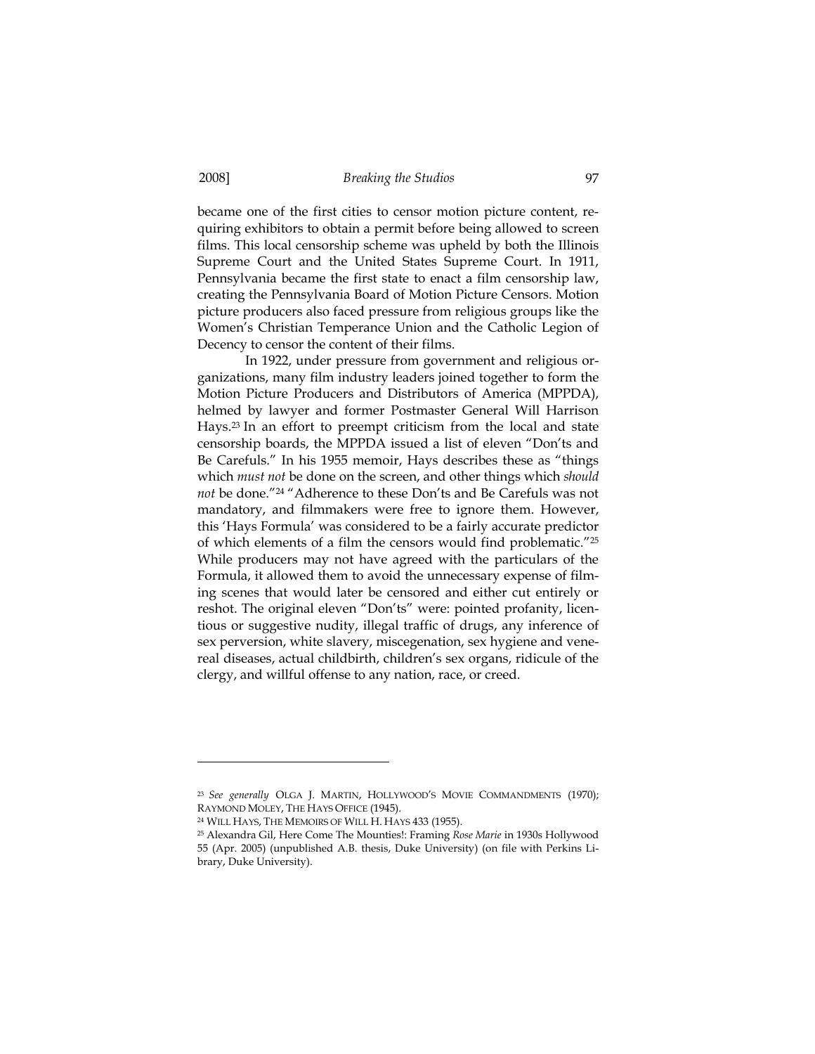became one of the first cities to censor motion picture content, requiring exhibitors to obtain a permit before being allowed to screen films. This local censorship scheme was upheld by both the Illinois Supreme Court and the United States Supreme Court. In 1911, Pennsylvania became the first state to enact a film censorship law, creating the Pennsylvania Board of Motion Picture Censors. Motion picture producers also faced pressure from religious groups like the Women's Christian Temperance Union and the Catholic Legion of Decency to censor the content of their films.

In 1922, under pressure from government and religious organizations, many film industry leaders joined together to form the Motion Picture Producers and Distributors of America (MPPDA), helmed by lawyer and former Postmaster General Will Harrison Hays.[23] In an effort to preempt criticism from the local and state censorship boards, the MPPDA issued a list of eleven "Don'ts and Be Carefuls." In his 1955 memoir, Hays describes these as "things which *must not* be done on the screen, and other things which *should not* be done."[24] "Adherence to these Don'ts and Be Carefuls was not mandatory, and filmmakers were free to ignore them. However, this 'Hays Formula' was considered to be a fairly accurate predictor of which elements of a film the censors would find problematic."[25] While producers may not have agreed with the particulars of the Formula, it allowed them to avoid the unnecessary expense of filming scenes that would later be censored and either cut entirely or reshot. The original eleven "Don'ts" were: pointed profanity, licentious or suggestive nudity, illegal traffic of drugs, any inference of sex perversion, white slavery, miscegenation, sex hygiene and venereal diseases, actual childbirth, children's sex organs, ridicule of the clergy, and willful offense to any nation, race, or creed.

---

[23] *See generally* OLGA J. MARTIN, HOLLYWOOD'S MOVIE COMMANDMENTS (1970); RAYMOND MOLEY, THE HAYS OFFICE (1945).

[24] WILL HAYS, THE MEMOIRS OF WILL H. HAYS 433 (1955).

[25] Alexandra Gil, Here Come The Mounties!: Framing *Rose Marie* in 1930s Hollywood 55 (Apr. 2005) (unpublished A.B. thesis, Duke University) (on file with Perkins Library, Duke University).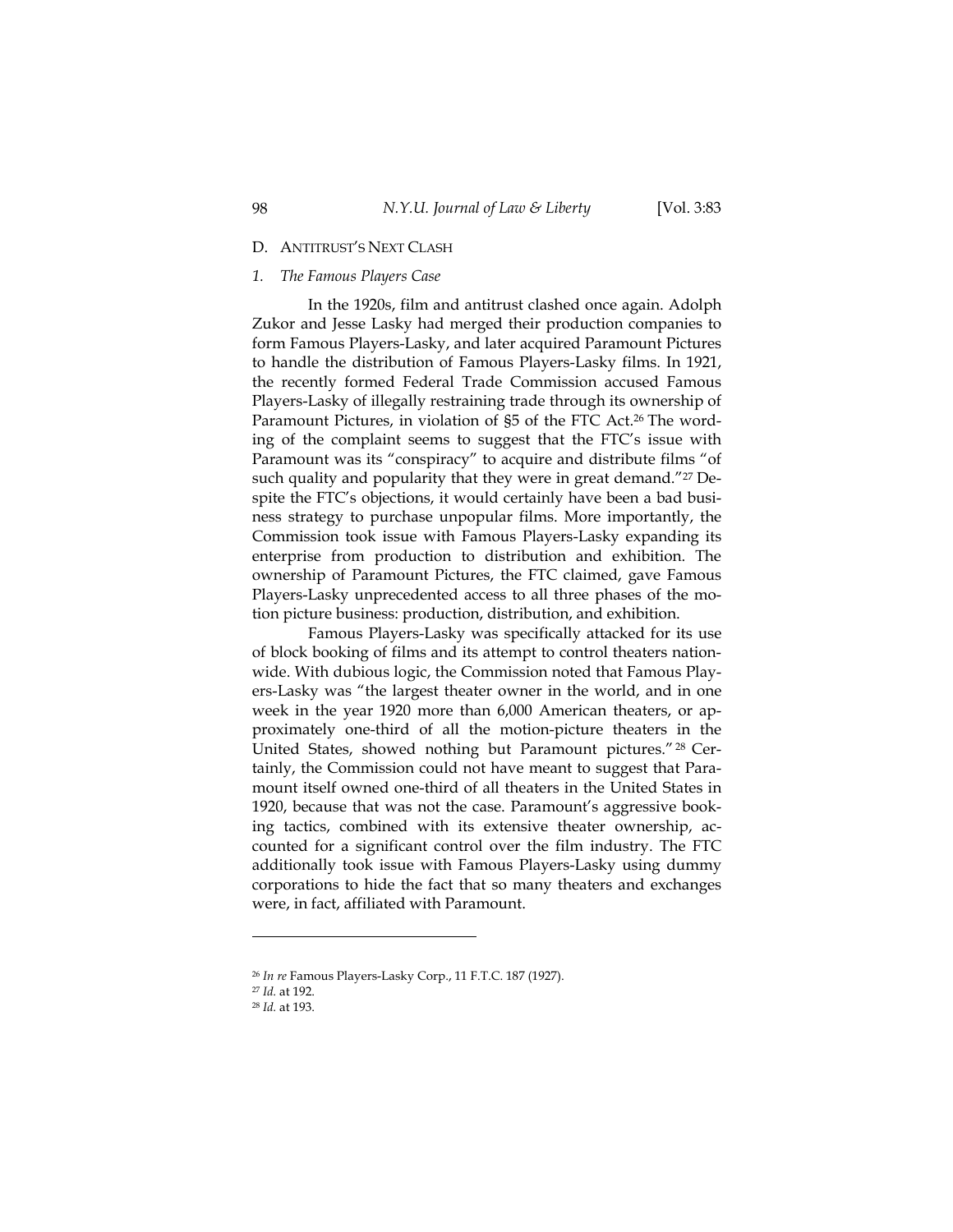## D. ANTITRUST'S NEXT CLASH

### *1. The Famous Players Case*

In the 1920s, film and antitrust clashed once again. Adolph Zukor and Jesse Lasky had merged their production companies to form Famous Players-Lasky, and later acquired Paramount Pictures to handle the distribution of Famous Players-Lasky films. In 1921, the recently formed Federal Trade Commission accused Famous Players-Lasky of illegally restraining trade through its ownership of Paramount Pictures, in violation of §5 of the FTC Act.[26] The wording of the complaint seems to suggest that the FTC's issue with Paramount was its "conspiracy" to acquire and distribute films "of such quality and popularity that they were in great demand."[27] Despite the FTC's objections, it would certainly have been a bad business strategy to purchase unpopular films. More importantly, the Commission took issue with Famous Players-Lasky expanding its enterprise from production to distribution and exhibition. The ownership of Paramount Pictures, the FTC claimed, gave Famous Players-Lasky unprecedented access to all three phases of the motion picture business: production, distribution, and exhibition.

Famous Players-Lasky was specifically attacked for its use of block booking of films and its attempt to control theaters nationwide. With dubious logic, the Commission noted that Famous Players-Lasky was "the largest theater owner in the world, and in one week in the year 1920 more than 6,000 American theaters, or approximately one-third of all the motion-picture theaters in the United States, showed nothing but Paramount pictures."[28] Certainly, the Commission could not have meant to suggest that Paramount itself owned one-third of all theaters in the United States in 1920, because that was not the case. Paramount's aggressive booking tactics, combined with its extensive theater ownership, accounted for a significant control over the film industry. The FTC additionally took issue with Famous Players-Lasky using dummy corporations to hide the fact that so many theaters and exchanges were, in fact, affiliated with Paramount.

---

[26] *In re* Famous Players-Lasky Corp., 11 F.T.C. 187 (1927).

[27] *Id.* at 192.

[28] *Id.* at 193.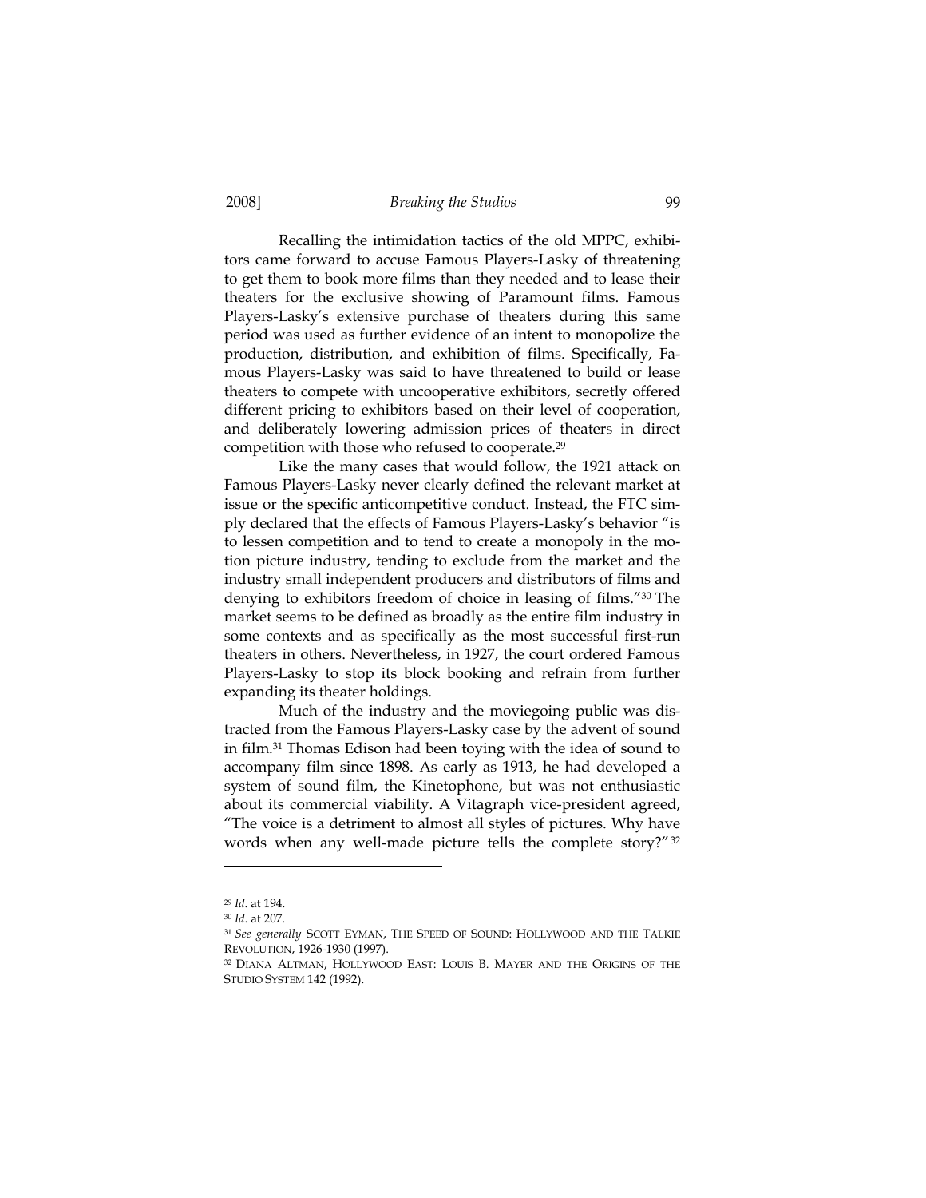Recalling the intimidation tactics of the old MPPC, exhibitors came forward to accuse Famous Players-Lasky of threatening to get them to book more films than they needed and to lease their theaters for the exclusive showing of Paramount films. Famous Players-Lasky's extensive purchase of theaters during this same period was used as further evidence of an intent to monopolize the production, distribution, and exhibition of films. Specifically, Famous Players-Lasky was said to have threatened to build or lease theaters to compete with uncooperative exhibitors, secretly offered different pricing to exhibitors based on their level of cooperation, and deliberately lowering admission prices of theaters in direct competition with those who refused to cooperate.[29]

Like the many cases that would follow, the 1921 attack on Famous Players-Lasky never clearly defined the relevant market at issue or the specific anticompetitive conduct. Instead, the FTC simply declared that the effects of Famous Players-Lasky's behavior "is to lessen competition and to tend to create a monopoly in the motion picture industry, tending to exclude from the market and the industry small independent producers and distributors of films and denying to exhibitors freedom of choice in leasing of films."[30] The market seems to be defined as broadly as the entire film industry in some contexts and as specifically as the most successful first-run theaters in others. Nevertheless, in 1927, the court ordered Famous Players-Lasky to stop its block booking and refrain from further expanding its theater holdings.

Much of the industry and the moviegoing public was distracted from the Famous Players-Lasky case by the advent of sound in film.[31] Thomas Edison had been toying with the idea of sound to accompany film since 1898. As early as 1913, he had developed a system of sound film, the Kinetophone, but was not enthusiastic about its commercial viability. A Vitagraph vice-president agreed, "The voice is a detriment to almost all styles of pictures. Why have words when any well-made picture tells the complete story?"[32]

---

[29] *Id.* at 194.

[30] *Id.* at 207.

[31] *See generally* SCOTT EYMAN, THE SPEED OF SOUND: HOLLYWOOD AND THE TALKIE REVOLUTION, 1926-1930 (1997).

[32] DIANA ALTMAN, HOLLYWOOD EAST: LOUIS B. MAYER AND THE ORIGINS OF THE STUDIO SYSTEM 142 (1992).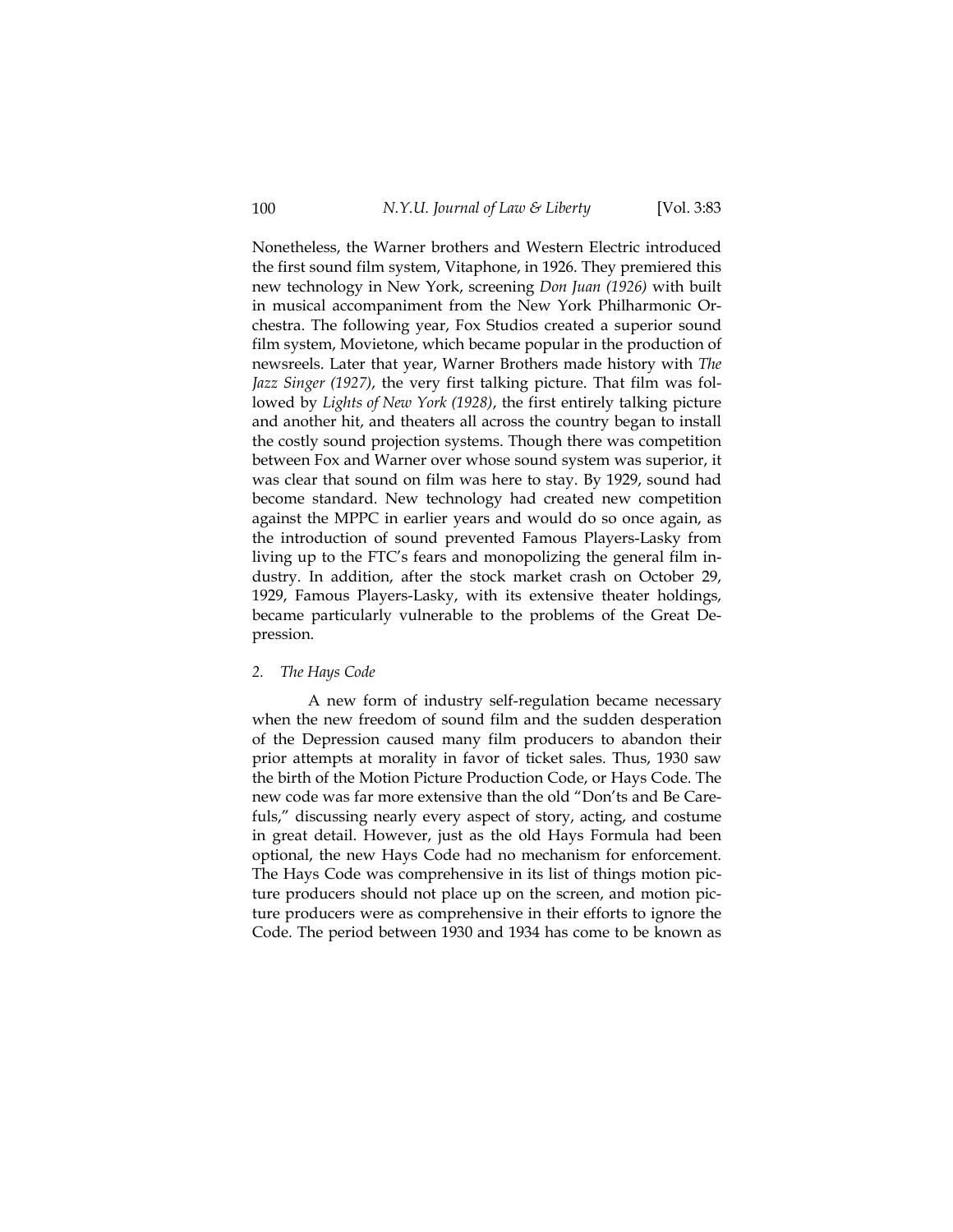Nonetheless, the Warner brothers and Western Electric introduced the first sound film system, Vitaphone, in 1926. They premiered this new technology in New York, screening *Don Juan (1926)* with built in musical accompaniment from the New York Philharmonic Orchestra. The following year, Fox Studios created a superior sound film system, Movietone, which became popular in the production of newsreels. Later that year, Warner Brothers made history with *The Jazz Singer (1927)*, the very first talking picture. That film was followed by *Lights of New York (1928)*, the first entirely talking picture and another hit, and theaters all across the country began to install the costly sound projection systems. Though there was competition between Fox and Warner over whose sound system was superior, it was clear that sound on film was here to stay. By 1929, sound had become standard. New technology had created new competition against the MPPC in earlier years and would do so once again, as the introduction of sound prevented Famous Players-Lasky from living up to the FTC's fears and monopolizing the general film industry. In addition, after the stock market crash on October 29, 1929, Famous Players-Lasky, with its extensive theater holdings, became particularly vulnerable to the problems of the Great Depression.

### 2. The Hays Code

A new form of industry self-regulation became necessary when the new freedom of sound film and the sudden desperation of the Depression caused many film producers to abandon their prior attempts at morality in favor of ticket sales. Thus, 1930 saw the birth of the Motion Picture Production Code, or Hays Code. The new code was far more extensive than the old "Don'ts and Be Carefuls," discussing nearly every aspect of story, acting, and costume in great detail. However, just as the old Hays Formula had been optional, the new Hays Code had no mechanism for enforcement. The Hays Code was comprehensive in its list of things motion picture producers should not place up on the screen, and motion picture producers were as comprehensive in their efforts to ignore the Code. The period between 1930 and 1934 has come to be known as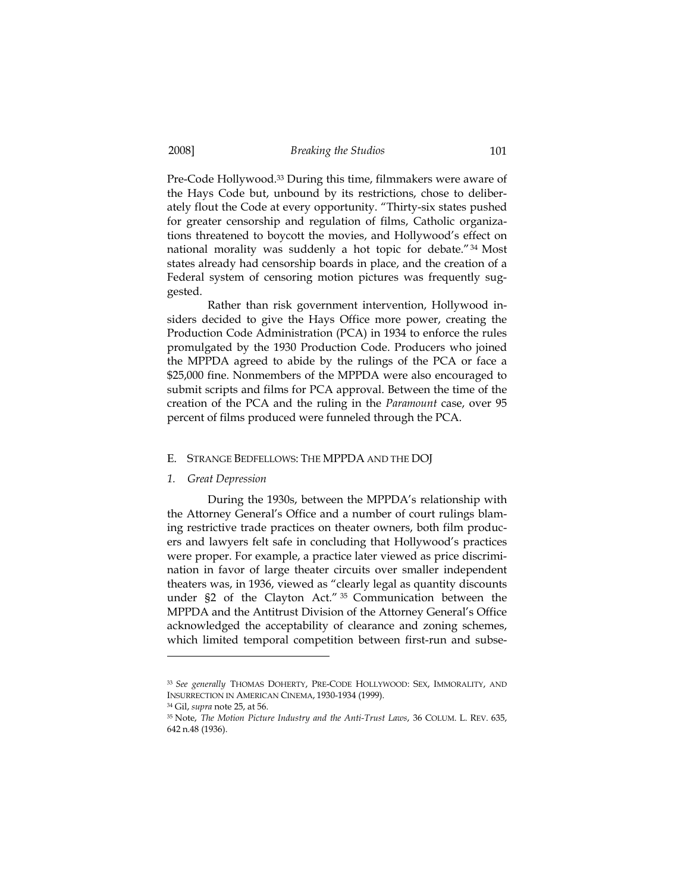Pre-Code Hollywood.[33] During this time, filmmakers were aware of the Hays Code but, unbound by its restrictions, chose to deliberately flout the Code at every opportunity. "Thirty-six states pushed for greater censorship and regulation of films, Catholic organizations threatened to boycott the movies, and Hollywood's effect on national morality was suddenly a hot topic for debate."[34] Most states already had censorship boards in place, and the creation of a Federal system of censoring motion pictures was frequently suggested.

Rather than risk government intervention, Hollywood insiders decided to give the Hays Office more power, creating the Production Code Administration (PCA) in 1934 to enforce the rules promulgated by the 1930 Production Code. Producers who joined the MPPDA agreed to abide by the rulings of the PCA or face a $25,000 fine. Nonmembers of the MPPDA were also encouraged to submit scripts and films for PCA approval. Between the time of the creation of the PCA and the ruling in the *Paramount* case, over 95 percent of films produced were funneled through the PCA.

## E. Strange Bedfellows: The MPPDA and the DOJ

### *1. Great Depression*

During the 1930s, between the MPPDA's relationship with the Attorney General's Office and a number of court rulings blaming restrictive trade practices on theater owners, both film producers and lawyers felt safe in concluding that Hollywood's practices were proper. For example, a practice later viewed as price discrimination in favor of large theater circuits over smaller independent theaters was, in 1936, viewed as "clearly legal as quantity discounts under §2 of the Clayton Act."[35] Communication between the MPPDA and the Antitrust Division of the Attorney General's Office acknowledged the acceptability of clearance and zoning schemes, which limited temporal competition between first-run and subse-

---

[33] *See generally* Thomas Doherty, Pre-Code Hollywood: Sex, Immorality, and Insurrection in American Cinema, 1930-1934 (1999).

[34] Gil, *supra* note 25, at 56.

[35] Note, *The Motion Picture Industry and the Anti-Trust Laws*, 36 Colum. L. Rev. 635, 642 n.48 (1936).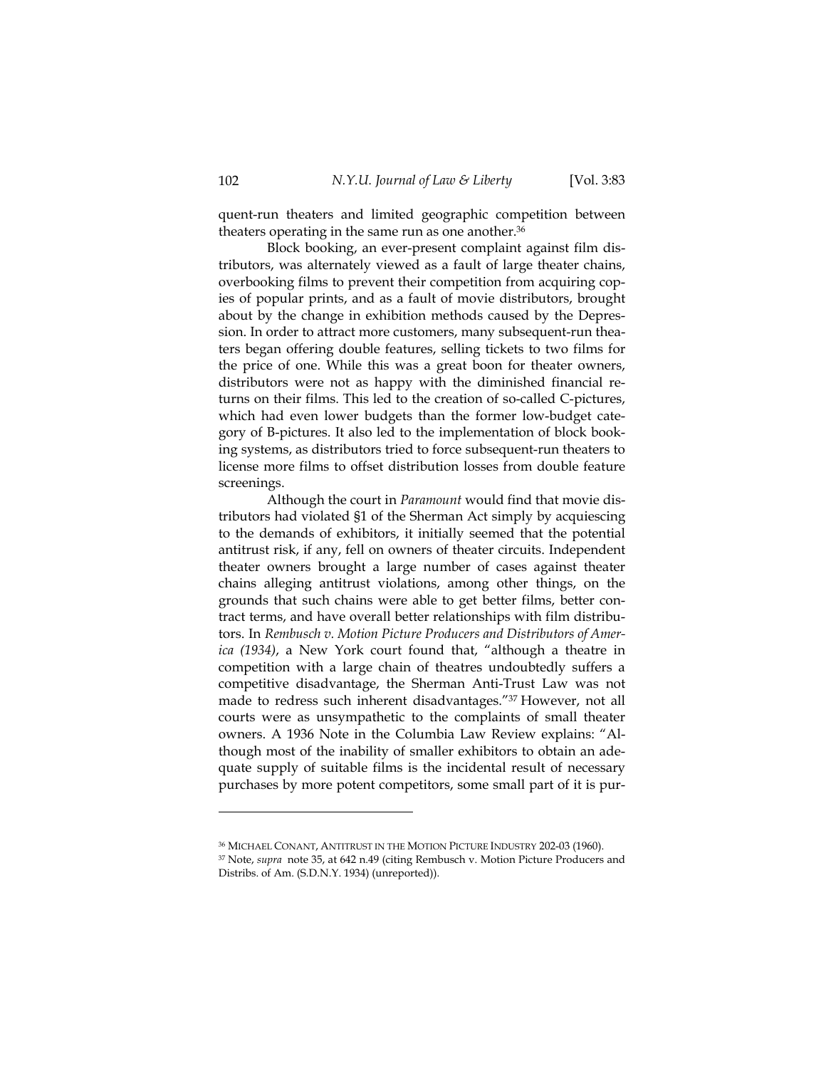quent-run theaters and limited geographic competition between theaters operating in the same run as one another.[36]

Block booking, an ever-present complaint against film distributors, was alternately viewed as a fault of large theater chains, overbooking films to prevent their competition from acquiring copies of popular prints, and as a fault of movie distributors, brought about by the change in exhibition methods caused by the Depression. In order to attract more customers, many subsequent-run theaters began offering double features, selling tickets to two films for the price of one. While this was a great boon for theater owners, distributors were not as happy with the diminished financial returns on their films. This led to the creation of so-called C-pictures, which had even lower budgets than the former low-budget category of B-pictures. It also led to the implementation of block booking systems, as distributors tried to force subsequent-run theaters to license more films to offset distribution losses from double feature screenings.

Although the court in *Paramount* would find that movie distributors had violated §1 of the Sherman Act simply by acquiescing to the demands of exhibitors, it initially seemed that the potential antitrust risk, if any, fell on owners of theater circuits. Independent theater owners brought a large number of cases against theater chains alleging antitrust violations, among other things, on the grounds that such chains were able to get better films, better contract terms, and have overall better relationships with film distributors. In *Rembusch v. Motion Picture Producers and Distributors of America (1934)*, a New York court found that, "although a theatre in competition with a large chain of theatres undoubtedly suffers a competitive disadvantage, the Sherman Anti-Trust Law was not made to redress such inherent disadvantages."[37] However, not all courts were as unsympathetic to the complaints of small theater owners. A 1936 Note in the Columbia Law Review explains: "Although most of the inability of smaller exhibitors to obtain an adequate supply of suitable films is the incidental result of necessary purchases by more potent competitors, some small part of it is pur-

---

[36] MICHAEL CONANT, ANTITRUST IN THE MOTION PICTURE INDUSTRY 202-03 (1960).

[37] Note, *supra* note 35, at 642 n.49 (citing Rembusch v. Motion Picture Producers and Distribs. of Am. (S.D.N.Y. 1934) (unreported)).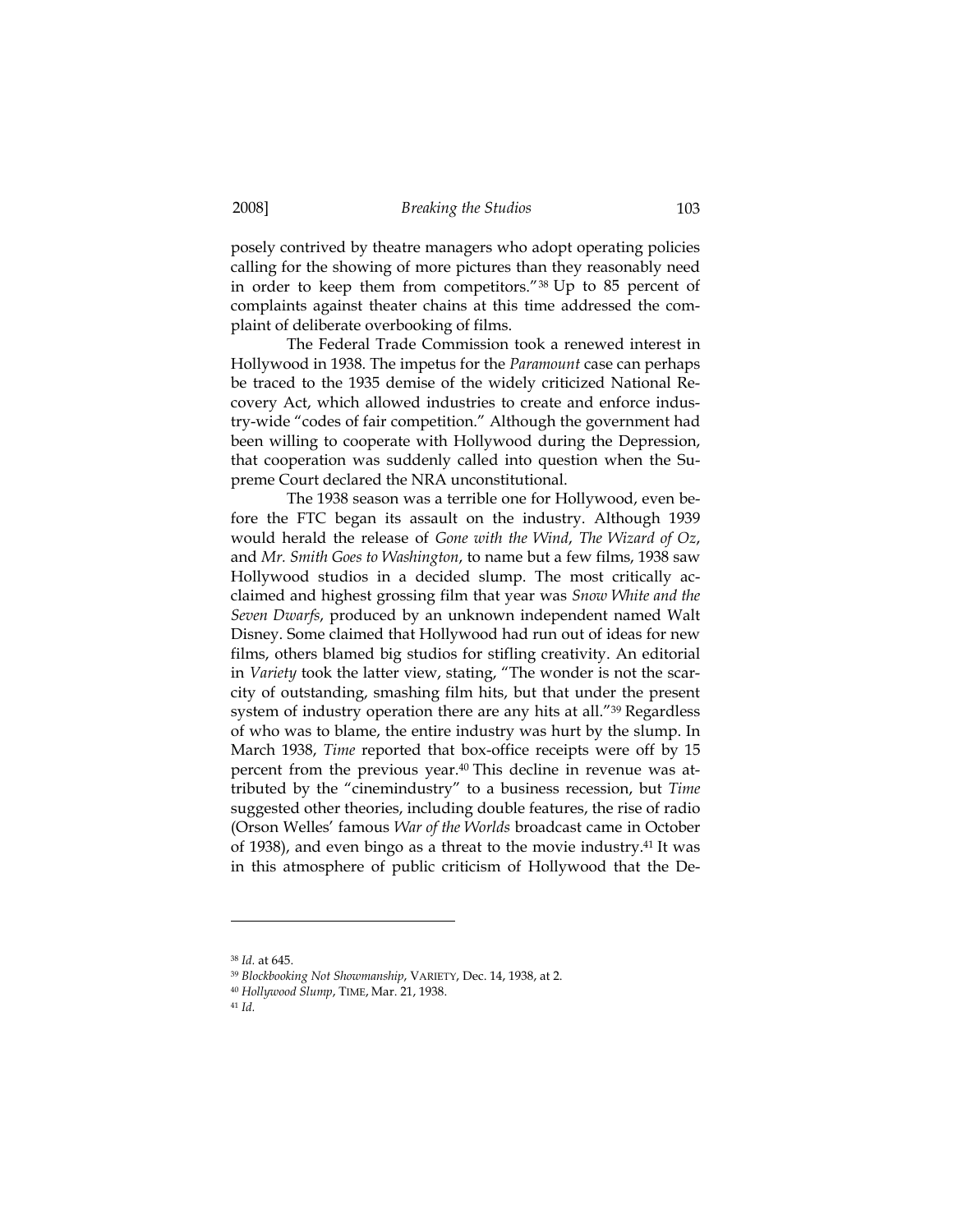posely contrived by theatre managers who adopt operating policies calling for the showing of more pictures than they reasonably need in order to keep them from competitors."[38] Up to 85 percent of complaints against theater chains at this time addressed the complaint of deliberate overbooking of films.

The Federal Trade Commission took a renewed interest in Hollywood in 1938. The impetus for the *Paramount* case can perhaps be traced to the 1935 demise of the widely criticized National Recovery Act, which allowed industries to create and enforce industry-wide "codes of fair competition." Although the government had been willing to cooperate with Hollywood during the Depression, that cooperation was suddenly called into question when the Supreme Court declared the NRA unconstitutional.

The 1938 season was a terrible one for Hollywood, even before the FTC began its assault on the industry. Although 1939 would herald the release of *Gone with the Wind*, *The Wizard of Oz*, and *Mr. Smith Goes to Washington*, to name but a few films, 1938 saw Hollywood studios in a decided slump. The most critically acclaimed and highest grossing film that year was *Snow White and the Seven Dwarfs*, produced by an unknown independent named Walt Disney. Some claimed that Hollywood had run out of ideas for new films, others blamed big studios for stifling creativity. An editorial in *Variety* took the latter view, stating, "The wonder is not the scarcity of outstanding, smashing film hits, but that under the present system of industry operation there are any hits at all."[39] Regardless of who was to blame, the entire industry was hurt by the slump. In March 1938, *Time* reported that box-office receipts were off by 15 percent from the previous year.[40] This decline in revenue was attributed by the "cinemindustry" to a business recession, but *Time* suggested other theories, including double features, the rise of radio (Orson Welles' famous *War of the Worlds* broadcast came in October of 1938), and even bingo as a threat to the movie industry.[41] It was in this atmosphere of public criticism of Hollywood that the De-

---

[38] *Id.* at 645.

[39] *Blockbooking Not Showmanship*, VARIETY, Dec. 14, 1938, at 2.

[40] *Hollywood Slump*, TIME, Mar. 21, 1938.

[41] *Id.*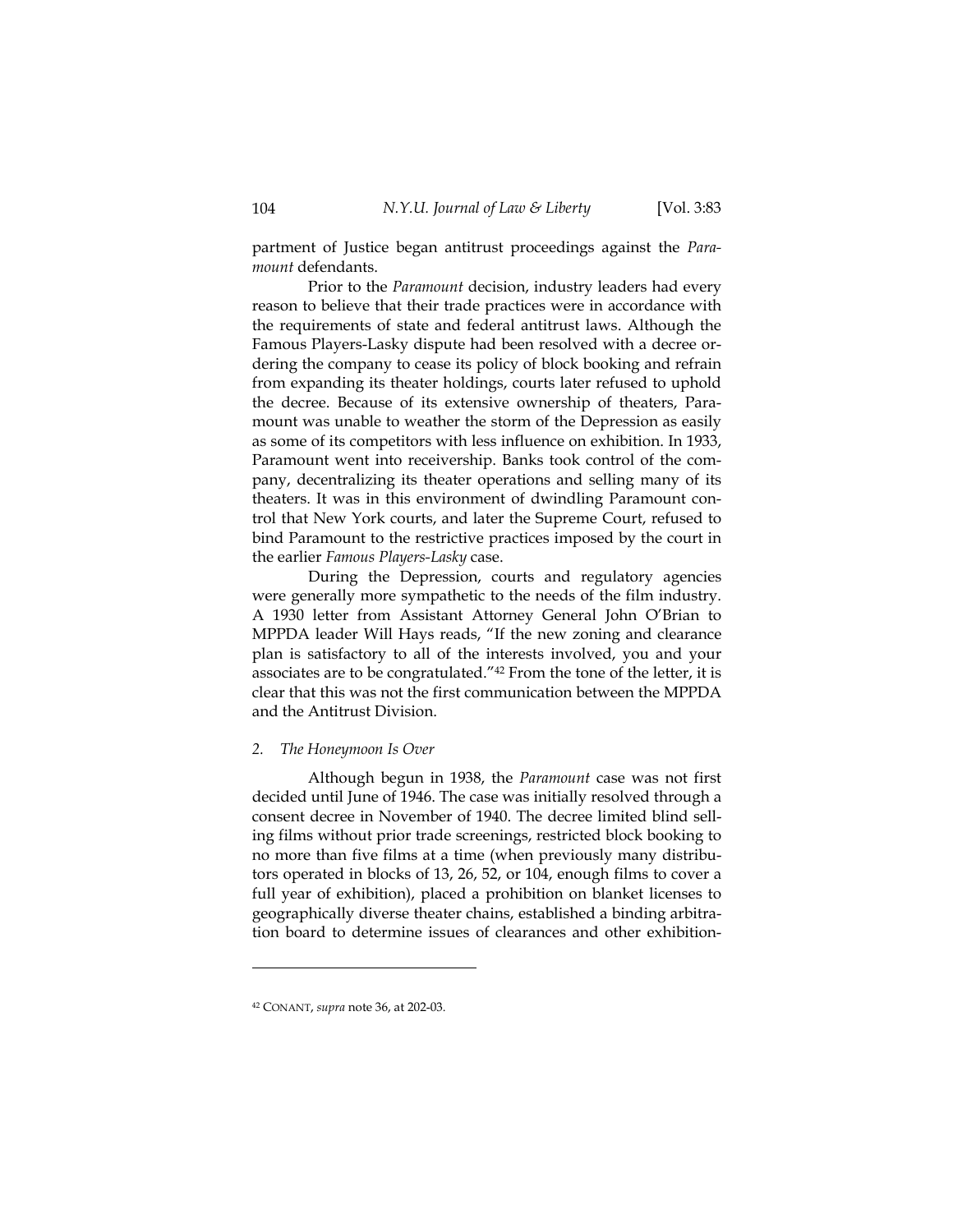partment of Justice began antitrust proceedings against the *Paramount* defendants.

Prior to the *Paramount* decision, industry leaders had every reason to believe that their trade practices were in accordance with the requirements of state and federal antitrust laws. Although the Famous Players-Lasky dispute had been resolved with a decree ordering the company to cease its policy of block booking and refrain from expanding its theater holdings, courts later refused to uphold the decree. Because of its extensive ownership of theaters, Paramount was unable to weather the storm of the Depression as easily as some of its competitors with less influence on exhibition. In 1933, Paramount went into receivership. Banks took control of the company, decentralizing its theater operations and selling many of its theaters. It was in this environment of dwindling Paramount control that New York courts, and later the Supreme Court, refused to bind Paramount to the restrictive practices imposed by the court in the earlier *Famous Players-Lasky* case.

During the Depression, courts and regulatory agencies were generally more sympathetic to the needs of the film industry. A 1930 letter from Assistant Attorney General John O'Brian to MPPDA leader Will Hays reads, "If the new zoning and clearance plan is satisfactory to all of the interests involved, you and your associates are to be congratulated."[42] From the tone of the letter, it is clear that this was not the first communication between the MPPDA and the Antitrust Division.

### 2. *The Honeymoon Is Over*

Although begun in 1938, the *Paramount* case was not first decided until June of 1946. The case was initially resolved through a consent decree in November of 1940. The decree limited blind selling films without prior trade screenings, restricted block booking to no more than five films at a time (when previously many distributors operated in blocks of 13, 26, 52, or 104, enough films to cover a full year of exhibition), placed a prohibition on blanket licenses to geographically diverse theater chains, established a binding arbitration board to determine issues of clearances and other exhibition-

---

[42] CONANT, *supra* note 36, at 202-03.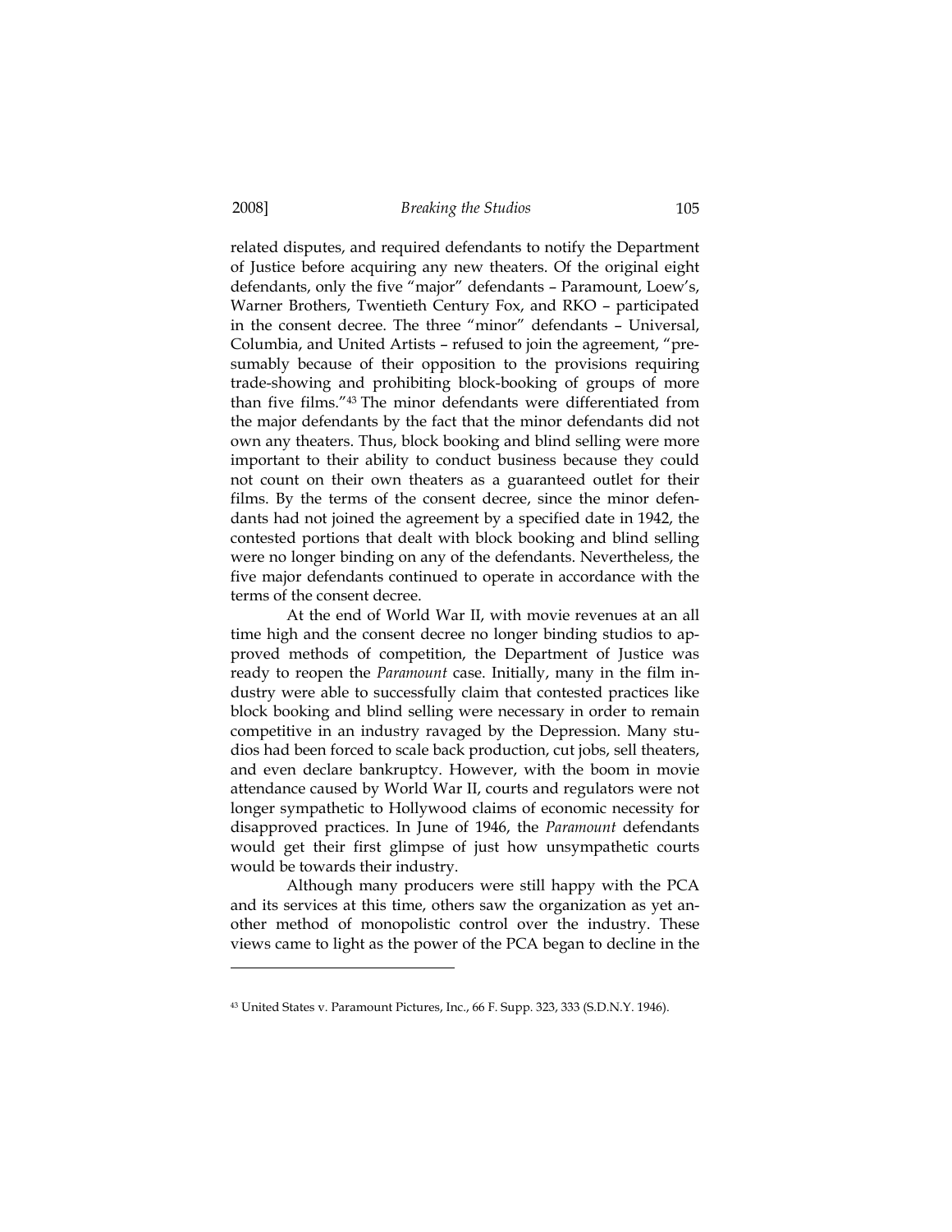related disputes, and required defendants to notify the Department of Justice before acquiring any new theaters. Of the original eight defendants, only the five "major" defendants – Paramount, Loew's, Warner Brothers, Twentieth Century Fox, and RKO – participated in the consent decree. The three "minor" defendants – Universal, Columbia, and United Artists – refused to join the agreement, "presumably because of their opposition to the provisions requiring trade-showing and prohibiting block-booking of groups of more than five films."[43] The minor defendants were differentiated from the major defendants by the fact that the minor defendants did not own any theaters. Thus, block booking and blind selling were more important to their ability to conduct business because they could not count on their own theaters as a guaranteed outlet for their films. By the terms of the consent decree, since the minor defendants had not joined the agreement by a specified date in 1942, the contested portions that dealt with block booking and blind selling were no longer binding on any of the defendants. Nevertheless, the five major defendants continued to operate in accordance with the terms of the consent decree.

At the end of World War II, with movie revenues at an all time high and the consent decree no longer binding studios to approved methods of competition, the Department of Justice was ready to reopen the *Paramount* case. Initially, many in the film industry were able to successfully claim that contested practices like block booking and blind selling were necessary in order to remain competitive in an industry ravaged by the Depression. Many studios had been forced to scale back production, cut jobs, sell theaters, and even declare bankruptcy. However, with the boom in movie attendance caused by World War II, courts and regulators were not longer sympathetic to Hollywood claims of economic necessity for disapproved practices. In June of 1946, the *Paramount* defendants would get their first glimpse of just how unsympathetic courts would be towards their industry.

Although many producers were still happy with the PCA and its services at this time, others saw the organization as yet another method of monopolistic control over the industry. These views came to light as the power of the PCA began to decline in the

---

[43] United States v. Paramount Pictures, Inc., 66 F. Supp. 323, 333 (S.D.N.Y. 1946).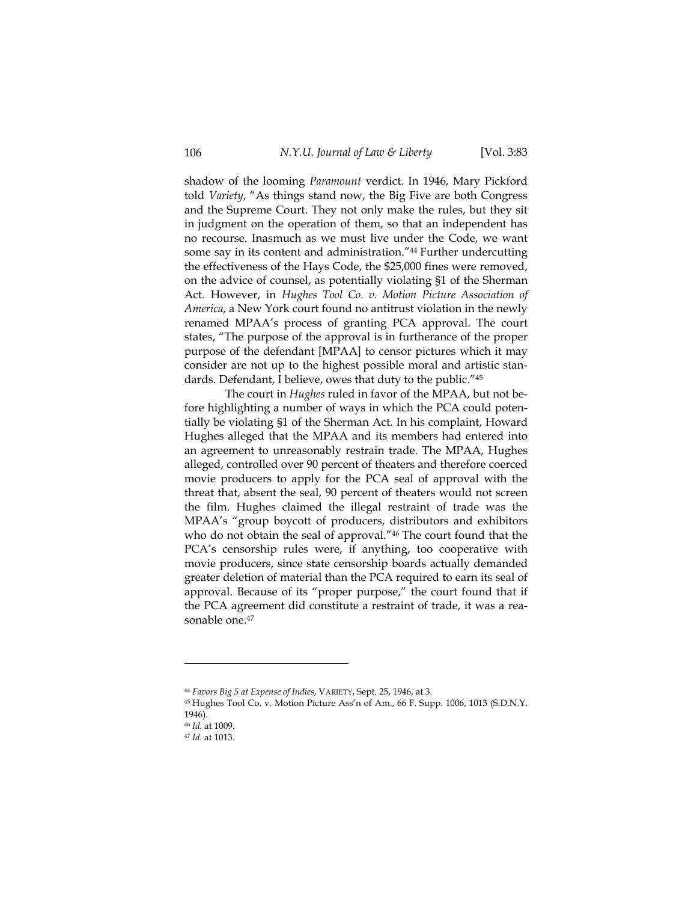shadow of the looming *Paramount* verdict. In 1946, Mary Pickford told *Variety*, "As things stand now, the Big Five are both Congress and the Supreme Court. They not only make the rules, but they sit in judgment on the operation of them, so that an independent has no recourse. Inasmuch as we must live under the Code, we want some say in its content and administration."[44] Further undercutting the effectiveness of the Hays Code, the $25,000 fines were removed, on the advice of counsel, as potentially violating §1 of the Sherman Act. However, in *Hughes Tool Co. v. Motion Picture Association of America*, a New York court found no antitrust violation in the newly renamed MPAA's process of granting PCA approval. The court states, "The purpose of the approval is in furtherance of the proper purpose of the defendant [MPAA] to censor pictures which it may consider are not up to the highest possible moral and artistic standards. Defendant, I believe, owes that duty to the public."[45]

The court in *Hughes* ruled in favor of the MPAA, but not before highlighting a number of ways in which the PCA could potentially be violating §1 of the Sherman Act. In his complaint, Howard Hughes alleged that the MPAA and its members had entered into an agreement to unreasonably restrain trade. The MPAA, Hughes alleged, controlled over 90 percent of theaters and therefore coerced movie producers to apply for the PCA seal of approval with the threat that, absent the seal, 90 percent of theaters would not screen the film. Hughes claimed the illegal restraint of trade was the MPAA's "group boycott of producers, distributors and exhibitors who do not obtain the seal of approval."[46] The court found that the PCA's censorship rules were, if anything, too cooperative with movie producers, since state censorship boards actually demanded greater deletion of material than the PCA required to earn its seal of approval. Because of its "proper purpose," the court found that if the PCA agreement did constitute a restraint of trade, it was a reasonable one.[47]

---

[44] *Favors Big 5 at Expense of Indies*, VARIETY, Sept. 25, 1946, at 3.

[45] Hughes Tool Co. v. Motion Picture Ass'n of Am., 66 F. Supp. 1006, 1013 (S.D.N.Y. 1946).

[46] *Id.* at 1009.

[47] *Id.* at 1013.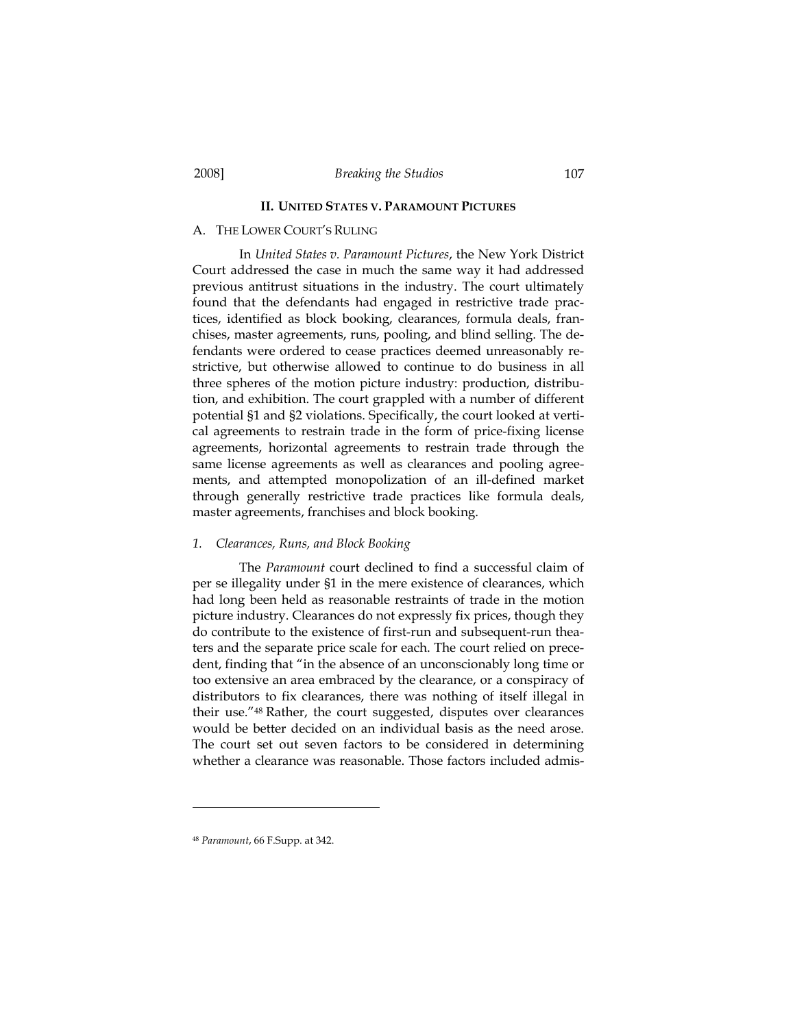## II. UNITED STATES V. PARAMOUNT PICTURES

### A. THE LOWER COURT'S RULING

In *United States v. Paramount Pictures*, the New York District Court addressed the case in much the same way it had addressed previous antitrust situations in the industry. The court ultimately found that the defendants had engaged in restrictive trade practices, identified as block booking, clearances, formula deals, franchises, master agreements, runs, pooling, and blind selling. The defendants were ordered to cease practices deemed unreasonably restrictive, but otherwise allowed to continue to do business in all three spheres of the motion picture industry: production, distribution, and exhibition. The court grappled with a number of different potential §1 and §2 violations. Specifically, the court looked at vertical agreements to restrain trade in the form of price-fixing license agreements, horizontal agreements to restrain trade through the same license agreements as well as clearances and pooling agreements, and attempted monopolization of an ill-defined market through generally restrictive trade practices like formula deals, master agreements, franchises and block booking.

#### *1. Clearances, Runs, and Block Booking*

The *Paramount* court declined to find a successful claim of per se illegality under §1 in the mere existence of clearances, which had long been held as reasonable restraints of trade in the motion picture industry. Clearances do not expressly fix prices, though they do contribute to the existence of first-run and subsequent-run theaters and the separate price scale for each. The court relied on precedent, finding that "in the absence of an unconscionably long time or too extensive an area embraced by the clearance, or a conspiracy of distributors to fix clearances, there was nothing of itself illegal in their use."[48] Rather, the court suggested, disputes over clearances would be better decided on an individual basis as the need arose. The court set out seven factors to be considered in determining whether a clearance was reasonable. Those factors included admis-

---

[48] *Paramount*, 66 F.Supp. at 342.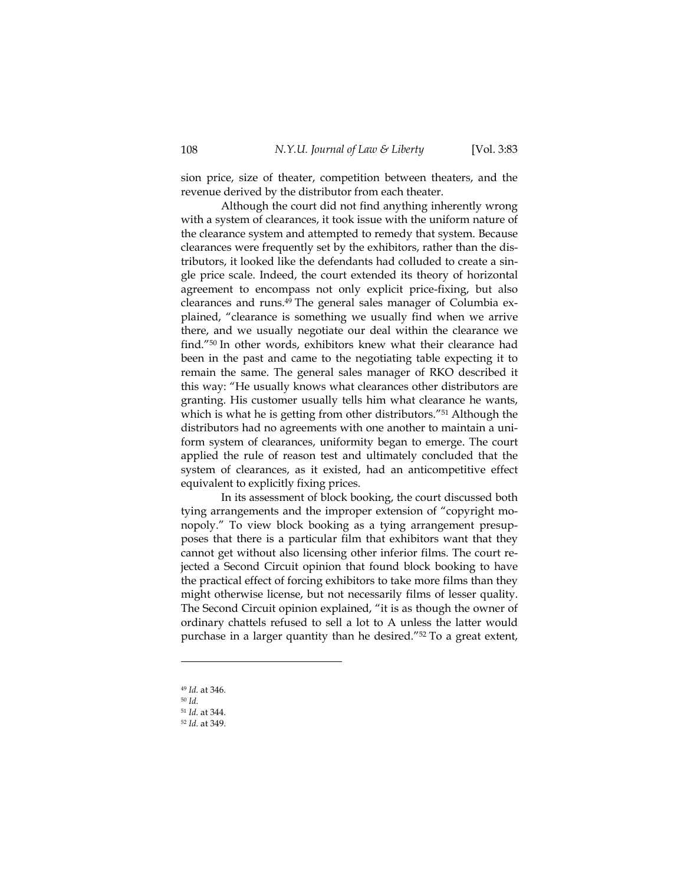sion price, size of theater, competition between theaters, and the revenue derived by the distributor from each theater.

Although the court did not find anything inherently wrong with a system of clearances, it took issue with the uniform nature of the clearance system and attempted to remedy that system. Because clearances were frequently set by the exhibitors, rather than the distributors, it looked like the defendants had colluded to create a single price scale. Indeed, the court extended its theory of horizontal agreement to encompass not only explicit price-fixing, but also clearances and runs.[49] The general sales manager of Columbia explained, "clearance is something we usually find when we arrive there, and we usually negotiate our deal within the clearance we find."[50] In other words, exhibitors knew what their clearance had been in the past and came to the negotiating table expecting it to remain the same. The general sales manager of RKO described it this way: "He usually knows what clearances other distributors are granting. His customer usually tells him what clearance he wants, which is what he is getting from other distributors."[51] Although the distributors had no agreements with one another to maintain a uniform system of clearances, uniformity began to emerge. The court applied the rule of reason test and ultimately concluded that the system of clearances, as it existed, had an anticompetitive effect equivalent to explicitly fixing prices.

In its assessment of block booking, the court discussed both tying arrangements and the improper extension of "copyright monopoly." To view block booking as a tying arrangement presupposes that there is a particular film that exhibitors want that they cannot get without also licensing other inferior films. The court rejected a Second Circuit opinion that found block booking to have the practical effect of forcing exhibitors to take more films than they might otherwise license, but not necessarily films of lesser quality. The Second Circuit opinion explained, "it is as though the owner of ordinary chattels refused to sell a lot to A unless the latter would purchase in a larger quantity than he desired."[52] To a great extent,

---

[49] *Id.* at 346.

[50] *Id.*

[51] *Id.* at 344.

[52] *Id.* at 349.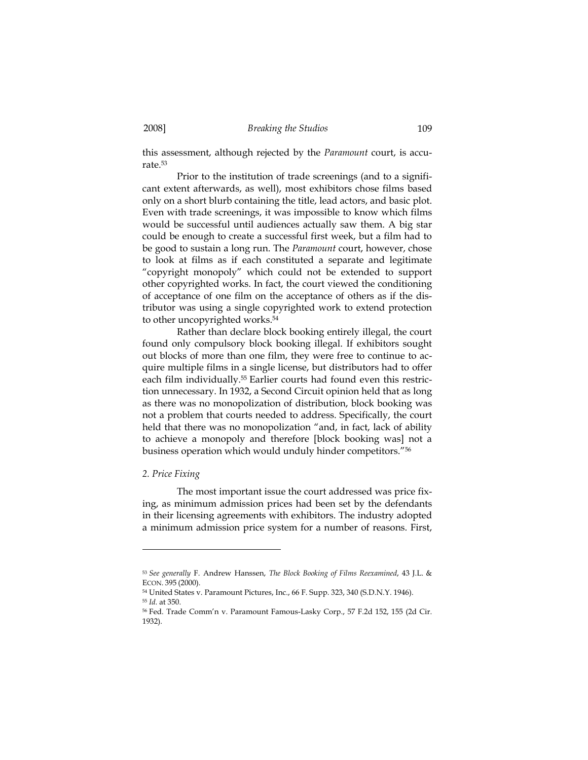this assessment, although rejected by the *Paramount* court, is accurate.[53]

Prior to the institution of trade screenings (and to a significant extent afterwards, as well), most exhibitors chose films based only on a short blurb containing the title, lead actors, and basic plot. Even with trade screenings, it was impossible to know which films would be successful until audiences actually saw them. A big star could be enough to create a successful first week, but a film had to be good to sustain a long run. The *Paramount* court, however, chose to look at films as if each constituted a separate and legitimate "copyright monopoly" which could not be extended to support other copyrighted works. In fact, the court viewed the conditioning of acceptance of one film on the acceptance of others as if the distributor was using a single copyrighted work to extend protection to other uncopyrighted works.[54]

Rather than declare block booking entirely illegal, the court found only compulsory block booking illegal. If exhibitors sought out blocks of more than one film, they were free to continue to acquire multiple films in a single license, but distributors had to offer each film individually.[55] Earlier courts had found even this restriction unnecessary. In 1932, a Second Circuit opinion held that as long as there was no monopolization of distribution, block booking was not a problem that courts needed to address. Specifically, the court held that there was no monopolization "and, in fact, lack of ability to achieve a monopoly and therefore [block booking was] not a business operation which would unduly hinder competitors."[56]

### *2. Price Fixing*

The most important issue the court addressed was price fixing, as minimum admission prices had been set by the defendants in their licensing agreements with exhibitors. The industry adopted a minimum admission price system for a number of reasons. First,

---

[53] *See generally* F. Andrew Hanssen, *The Block Booking of Films Reexamined*, 43 J.L. & ECON. 395 (2000).

[54] United States v. Paramount Pictures, Inc., 66 F. Supp. 323, 340 (S.D.N.Y. 1946).

[55] *Id.* at 350.

[56] Fed. Trade Comm'n v. Paramount Famous-Lasky Corp., 57 F.2d 152, 155 (2d Cir. 1932).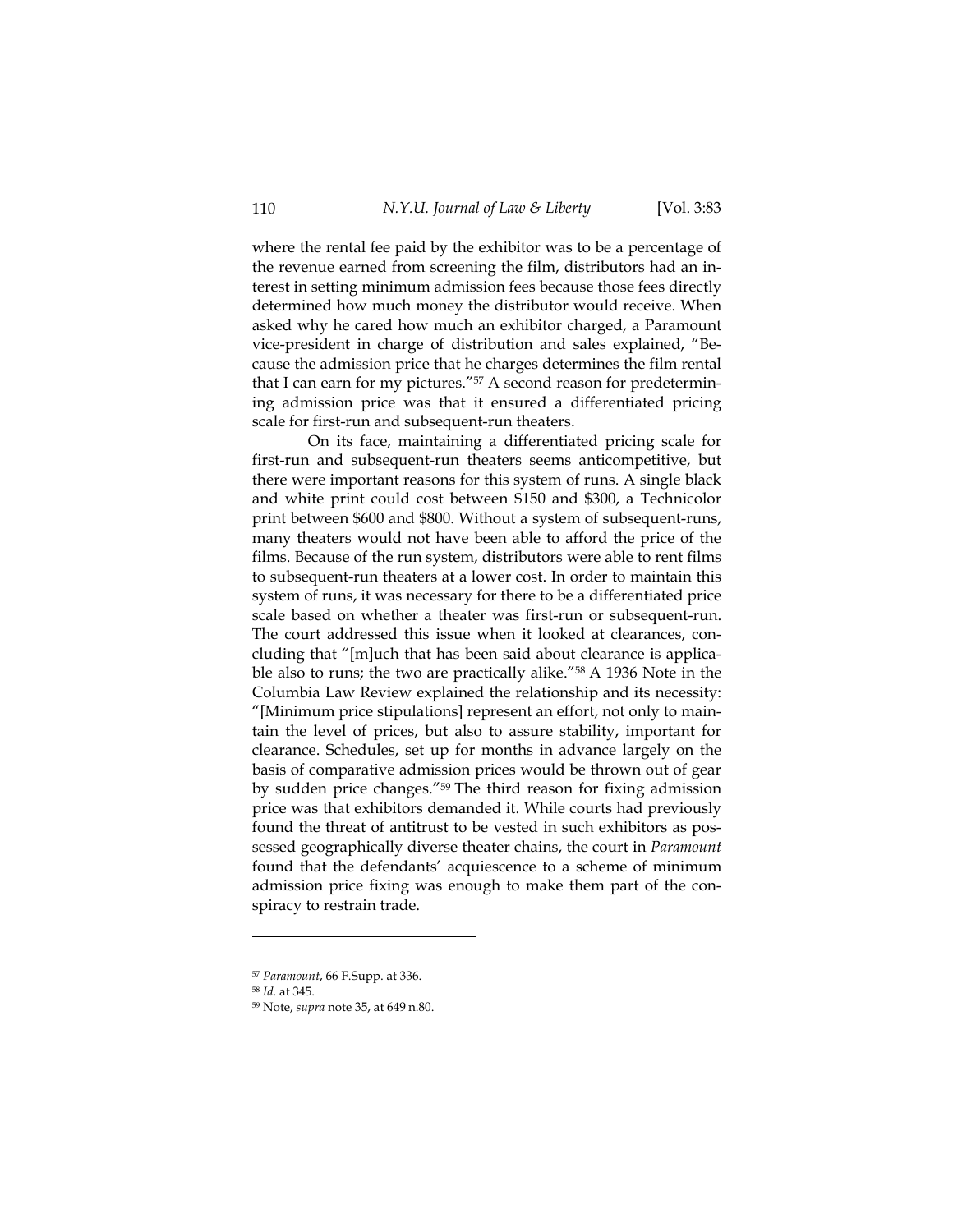where the rental fee paid by the exhibitor was to be a percentage of the revenue earned from screening the film, distributors had an interest in setting minimum admission fees because those fees directly determined how much money the distributor would receive. When asked why he cared how much an exhibitor charged, a Paramount vice-president in charge of distribution and sales explained, "Because the admission price that he charges determines the film rental that I can earn for my pictures."[57] A second reason for predetermining admission price was that it ensured a differentiated pricing scale for first-run and subsequent-run theaters.

On its face, maintaining a differentiated pricing scale for first-run and subsequent-run theaters seems anticompetitive, but there were important reasons for this system of runs. A single black and white print could cost between $150 and $300, a Technicolor print between $600 and $800. Without a system of subsequent-runs, many theaters would not have been able to afford the price of the films. Because of the run system, distributors were able to rent films to subsequent-run theaters at a lower cost. In order to maintain this system of runs, it was necessary for there to be a differentiated price scale based on whether a theater was first-run or subsequent-run. The court addressed this issue when it looked at clearances, concluding that "[m]uch that has been said about clearance is applicable also to runs; the two are practically alike."[58] A 1936 Note in the Columbia Law Review explained the relationship and its necessity: "[Minimum price stipulations] represent an effort, not only to maintain the level of prices, but also to assure stability, important for clearance. Schedules, set up for months in advance largely on the basis of comparative admission prices would be thrown out of gear by sudden price changes."[59] The third reason for fixing admission price was that exhibitors demanded it. While courts had previously found the threat of antitrust to be vested in such exhibitors as possessed geographically diverse theater chains, the court in *Paramount* found that the defendants' acquiescence to a scheme of minimum admission price fixing was enough to make them part of the conspiracy to restrain trade.

---

[57] *Paramount*, 66 F.Supp. at 336.

[58] *Id.* at 345.

[59] Note, *supra* note 35, at 649 n.80.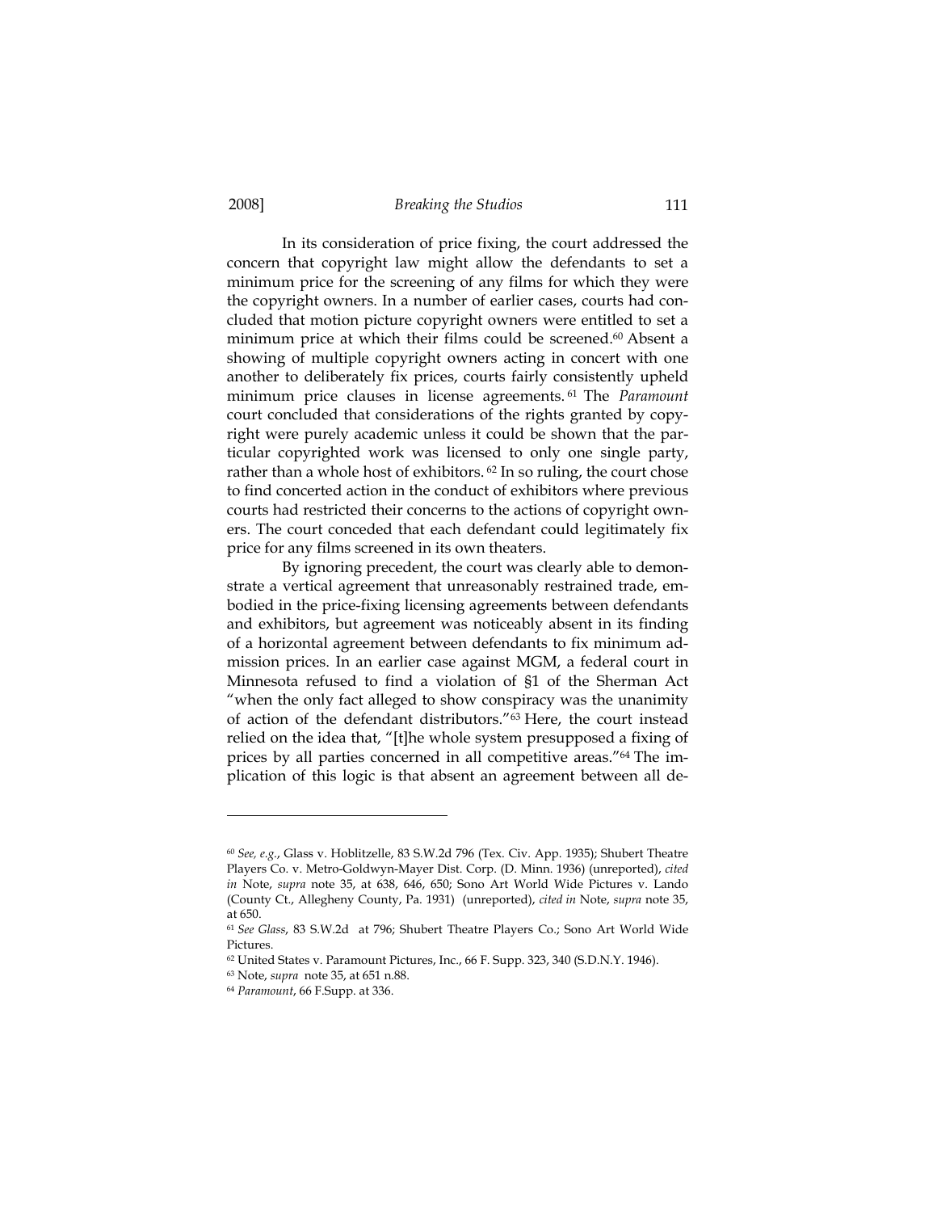In its consideration of price fixing, the court addressed the concern that copyright law might allow the defendants to set a minimum price for the screening of any films for which they were the copyright owners. In a number of earlier cases, courts had concluded that motion picture copyright owners were entitled to set a minimum price at which their films could be screened.[60] Absent a showing of multiple copyright owners acting in concert with one another to deliberately fix prices, courts fairly consistently upheld minimum price clauses in license agreements.[61] The *Paramount* court concluded that considerations of the rights granted by copyright were purely academic unless it could be shown that the particular copyrighted work was licensed to only one single party, rather than a whole host of exhibitors.[62] In so ruling, the court chose to find concerted action in the conduct of exhibitors where previous courts had restricted their concerns to the actions of copyright owners. The court conceded that each defendant could legitimately fix price for any films screened in its own theaters.

By ignoring precedent, the court was clearly able to demonstrate a vertical agreement that unreasonably restrained trade, embodied in the price-fixing licensing agreements between defendants and exhibitors, but agreement was noticeably absent in its finding of a horizontal agreement between defendants to fix minimum admission prices. In an earlier case against MGM, a federal court in Minnesota refused to find a violation of §1 of the Sherman Act "when the only fact alleged to show conspiracy was the unanimity of action of the defendant distributors."[63] Here, the court instead relied on the idea that, "[t]he whole system presupposed a fixing of prices by all parties concerned in all competitive areas."[64] The implication of this logic is that absent an agreement between all de-

---

[60] *See, e.g.*, Glass v. Hoblitzelle, 83 S.W.2d 796 (Tex. Civ. App. 1935); Shubert Theatre Players Co. v. Metro-Goldwyn-Mayer Dist. Corp. (D. Minn. 1936) (unreported), *cited in* Note, *supra* note 35, at 638, 646, 650; Sono Art World Wide Pictures v. Lando (County Ct., Allegheny County, Pa. 1931) (unreported), *cited in* Note, *supra* note 35, at 650.

[61] *See Glass*, 83 S.W.2d at 796; Shubert Theatre Players Co.; Sono Art World Wide Pictures.

[62] United States v. Paramount Pictures, Inc., 66 F. Supp. 323, 340 (S.D.N.Y. 1946).

[63] Note, *supra* note 35, at 651 n.88.

[64] *Paramount*, 66 F.Supp. at 336.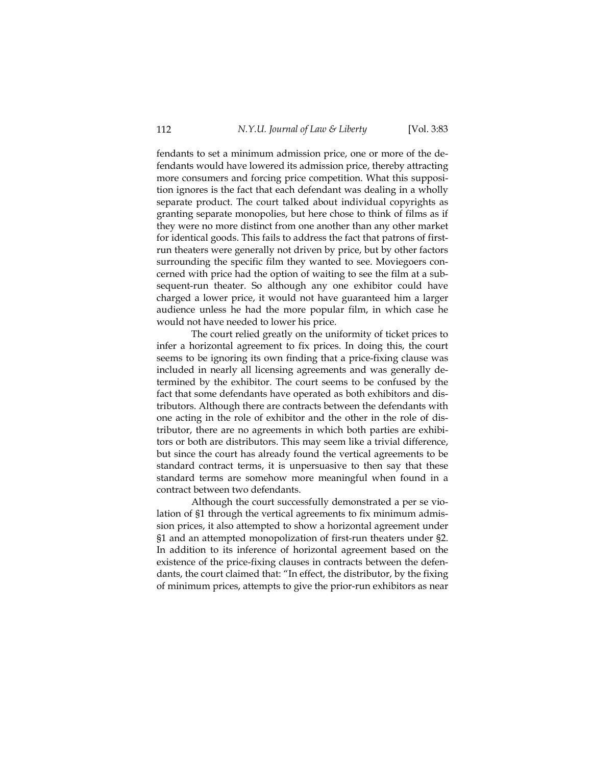fendants to set a minimum admission price, one or more of the defendants would have lowered its admission price, thereby attracting more consumers and forcing price competition. What this supposition ignores is the fact that each defendant was dealing in a wholly separate product. The court talked about individual copyrights as granting separate monopolies, but here chose to think of films as if they were no more distinct from one another than any other market for identical goods. This fails to address the fact that patrons of first-run theaters were generally not driven by price, but by other factors surrounding the specific film they wanted to see. Moviegoers concerned with price had the option of waiting to see the film at a subsequent-run theater. So although any one exhibitor could have charged a lower price, it would not have guaranteed him a larger audience unless he had the more popular film, in which case he would not have needed to lower his price.

The court relied greatly on the uniformity of ticket prices to infer a horizontal agreement to fix prices. In doing this, the court seems to be ignoring its own finding that a price-fixing clause was included in nearly all licensing agreements and was generally determined by the exhibitor. The court seems to be confused by the fact that some defendants have operated as both exhibitors and distributors. Although there are contracts between the defendants with one acting in the role of exhibitor and the other in the role of distributor, there are no agreements in which both parties are exhibitors or both are distributors. This may seem like a trivial difference, but since the court has already found the vertical agreements to be standard contract terms, it is unpersuasive to then say that these standard terms are somehow more meaningful when found in a contract between two defendants.

Although the court successfully demonstrated a per se violation of §1 through the vertical agreements to fix minimum admission prices, it also attempted to show a horizontal agreement under §1 and an attempted monopolization of first-run theaters under §2. In addition to its inference of horizontal agreement based on the existence of the price-fixing clauses in contracts between the defendants, the court claimed that: "In effect, the distributor, by the fixing of minimum prices, attempts to give the prior-run exhibitors as near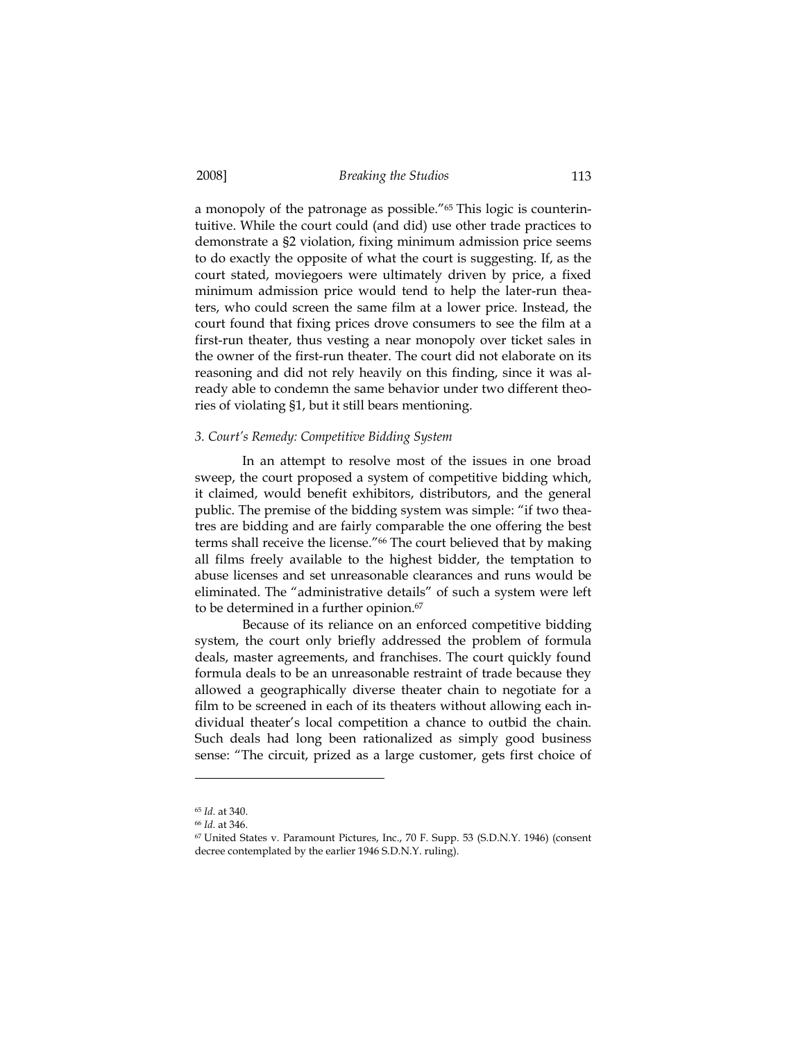a monopoly of the patronage as possible."[65] This logic is counterintuitive. While the court could (and did) use other trade practices to demonstrate a §2 violation, fixing minimum admission price seems to do exactly the opposite of what the court is suggesting. If, as the court stated, moviegoers were ultimately driven by price, a fixed minimum admission price would tend to help the later-run theaters, who could screen the same film at a lower price. Instead, the court found that fixing prices drove consumers to see the film at a first-run theater, thus vesting a near monopoly over ticket sales in the owner of the first-run theater. The court did not elaborate on its reasoning and did not rely heavily on this finding, since it was already able to condemn the same behavior under two different theories of violating §1, but it still bears mentioning.

*3. Court's Remedy: Competitive Bidding System*

In an attempt to resolve most of the issues in one broad sweep, the court proposed a system of competitive bidding which, it claimed, would benefit exhibitors, distributors, and the general public. The premise of the bidding system was simple: "if two theatres are bidding and are fairly comparable the one offering the best terms shall receive the license."[66] The court believed that by making all films freely available to the highest bidder, the temptation to abuse licenses and set unreasonable clearances and runs would be eliminated. The "administrative details" of such a system were left to be determined in a further opinion.[67]

Because of its reliance on an enforced competitive bidding system, the court only briefly addressed the problem of formula deals, master agreements, and franchises. The court quickly found formula deals to be an unreasonable restraint of trade because they allowed a geographically diverse theater chain to negotiate for a film to be screened in each of its theaters without allowing each individual theater's local competition a chance to outbid the chain. Such deals had long been rationalized as simply good business sense: "The circuit, prized as a large customer, gets first choice of

---

[65] *Id.* at 340.

[66] *Id.* at 346.

[67] United States v. Paramount Pictures, Inc., 70 F. Supp. 53 (S.D.N.Y. 1946) (consent decree contemplated by the earlier 1946 S.D.N.Y. ruling).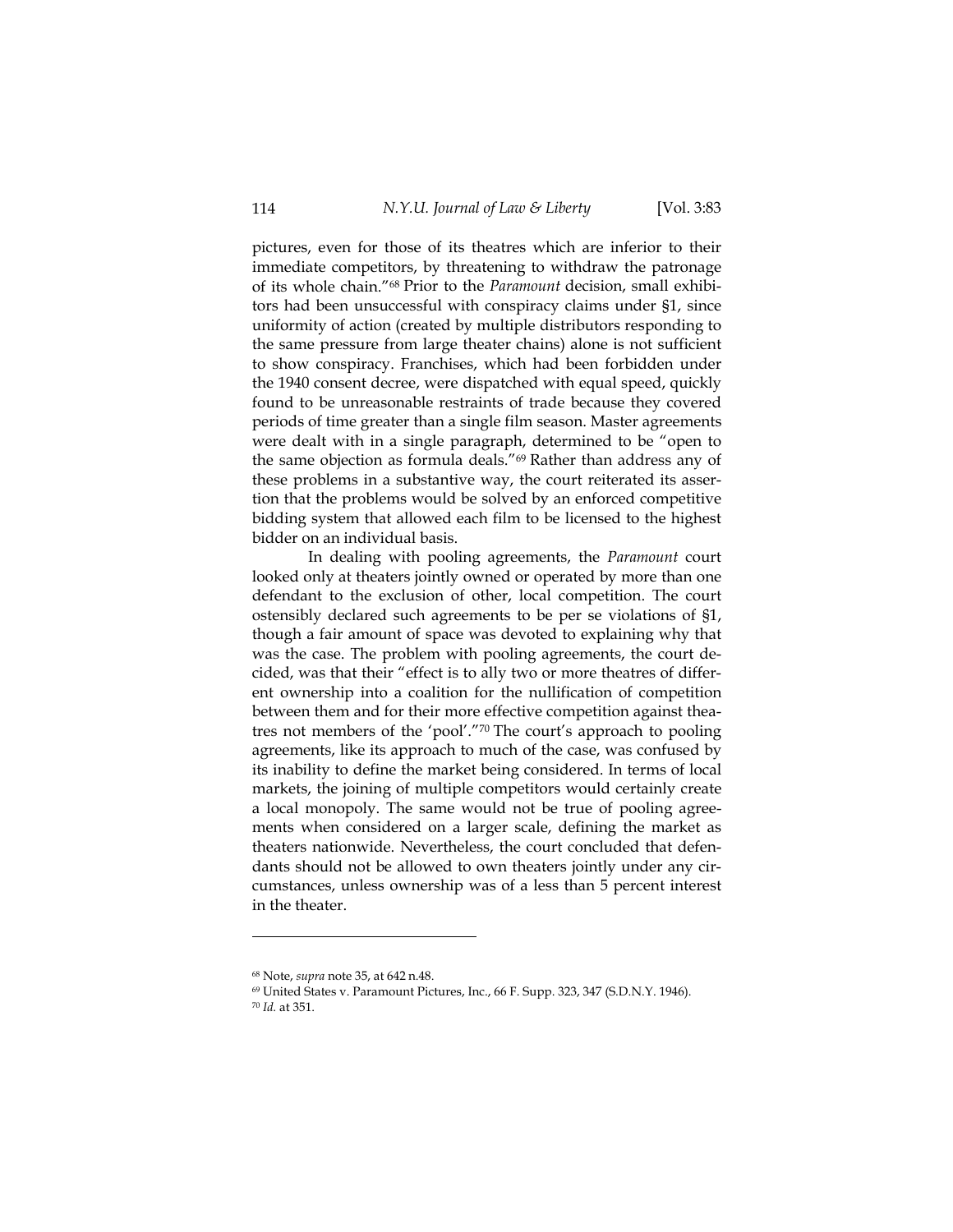pictures, even for those of its theatres which are inferior to their immediate competitors, by threatening to withdraw the patronage of its whole chain."[68] Prior to the *Paramount* decision, small exhibitors had been unsuccessful with conspiracy claims under §1, since uniformity of action (created by multiple distributors responding to the same pressure from large theater chains) alone is not sufficient to show conspiracy. Franchises, which had been forbidden under the 1940 consent decree, were dispatched with equal speed, quickly found to be unreasonable restraints of trade because they covered periods of time greater than a single film season. Master agreements were dealt with in a single paragraph, determined to be "open to the same objection as formula deals."[69] Rather than address any of these problems in a substantive way, the court reiterated its assertion that the problems would be solved by an enforced competitive bidding system that allowed each film to be licensed to the highest bidder on an individual basis.

In dealing with pooling agreements, the *Paramount* court looked only at theaters jointly owned or operated by more than one defendant to the exclusion of other, local competition. The court ostensibly declared such agreements to be per se violations of §1, though a fair amount of space was devoted to explaining why that was the case. The problem with pooling agreements, the court decided, was that their "effect is to ally two or more theatres of different ownership into a coalition for the nullification of competition between them and for their more effective competition against theatres not members of the 'pool'."[70] The court's approach to pooling agreements, like its approach to much of the case, was confused by its inability to define the market being considered. In terms of local markets, the joining of multiple competitors would certainly create a local monopoly. The same would not be true of pooling agreements when considered on a larger scale, defining the market as theaters nationwide. Nevertheless, the court concluded that defendants should not be allowed to own theaters jointly under any circumstances, unless ownership was of a less than 5 percent interest in the theater.

---

[68] Note, *supra* note 35, at 642 n.48.

[69] United States v. Paramount Pictures, Inc., 66 F. Supp. 323, 347 (S.D.N.Y. 1946).

[70] *Id.* at 351.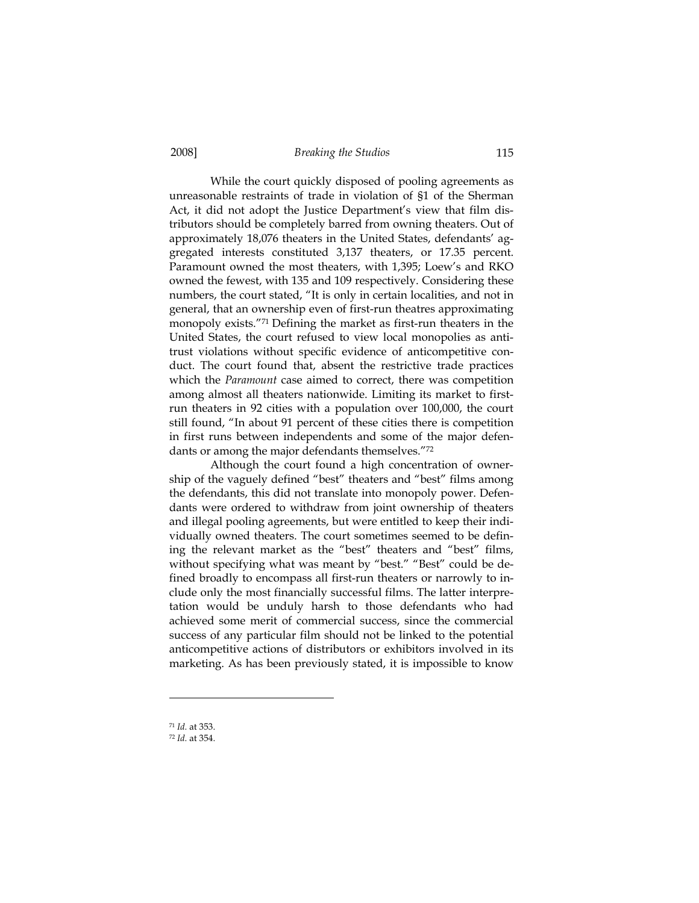While the court quickly disposed of pooling agreements as unreasonable restraints of trade in violation of §1 of the Sherman Act, it did not adopt the Justice Department's view that film distributors should be completely barred from owning theaters. Out of approximately 18,076 theaters in the United States, defendants' aggregated interests constituted 3,137 theaters, or 17.35 percent. Paramount owned the most theaters, with 1,395; Loew's and RKO owned the fewest, with 135 and 109 respectively. Considering these numbers, the court stated, "It is only in certain localities, and not in general, that an ownership even of first-run theatres approximating monopoly exists."[71] Defining the market as first-run theaters in the United States, the court refused to view local monopolies as antitrust violations without specific evidence of anticompetitive conduct. The court found that, absent the restrictive trade practices which the *Paramount* case aimed to correct, there was competition among almost all theaters nationwide. Limiting its market to first-run theaters in 92 cities with a population over 100,000, the court still found, "In about 91 percent of these cities there is competition in first runs between independents and some of the major defendants or among the major defendants themselves."[72]

Although the court found a high concentration of ownership of the vaguely defined "best" theaters and "best" films among the defendants, this did not translate into monopoly power. Defendants were ordered to withdraw from joint ownership of theaters and illegal pooling agreements, but were entitled to keep their individually owned theaters. The court sometimes seemed to be defining the relevant market as the "best" theaters and "best" films, without specifying what was meant by "best." "Best" could be defined broadly to encompass all first-run theaters or narrowly to include only the most financially successful films. The latter interpretation would be unduly harsh to those defendants who had achieved some merit of commercial success, since the commercial success of any particular film should not be linked to the potential anticompetitive actions of distributors or exhibitors involved in its marketing. As has been previously stated, it is impossible to know

---

[71] *Id.* at 353.

[72] *Id.* at 354.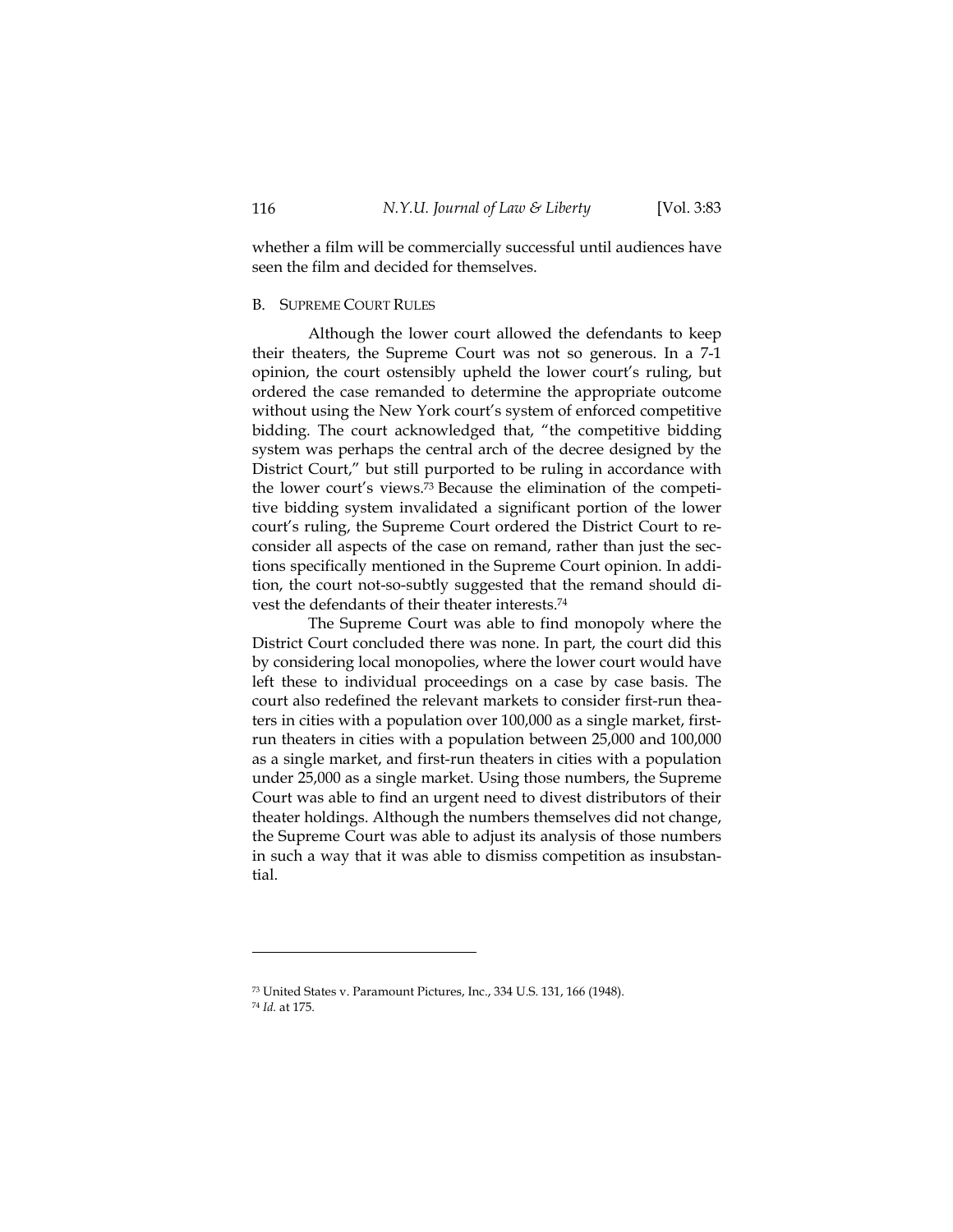whether a film will be commercially successful until audiences have seen the film and decided for themselves.

### B. SUPREME COURT RULES

Although the lower court allowed the defendants to keep their theaters, the Supreme Court was not so generous. In a 7-1 opinion, the court ostensibly upheld the lower court's ruling, but ordered the case remanded to determine the appropriate outcome without using the New York court's system of enforced competitive bidding. The court acknowledged that, "the competitive bidding system was perhaps the central arch of the decree designed by the District Court," but still purported to be ruling in accordance with the lower court's views.[73] Because the elimination of the competitive bidding system invalidated a significant portion of the lower court's ruling, the Supreme Court ordered the District Court to reconsider all aspects of the case on remand, rather than just the sections specifically mentioned in the Supreme Court opinion. In addition, the court not-so-subtly suggested that the remand should divest the defendants of their theater interests.[74]

The Supreme Court was able to find monopoly where the District Court concluded there was none. In part, the court did this by considering local monopolies, where the lower court would have left these to individual proceedings on a case by case basis. The court also redefined the relevant markets to consider first-run theaters in cities with a population over 100,000 as a single market, first-run theaters in cities with a population between 25,000 and 100,000 as a single market, and first-run theaters in cities with a population under 25,000 as a single market. Using those numbers, the Supreme Court was able to find an urgent need to divest distributors of their theater holdings. Although the numbers themselves did not change, the Supreme Court was able to adjust its analysis of those numbers in such a way that it was able to dismiss competition as insubstantial.

---

[73] United States v. Paramount Pictures, Inc., 334 U.S. 131, 166 (1948).

[74] *Id.* at 175.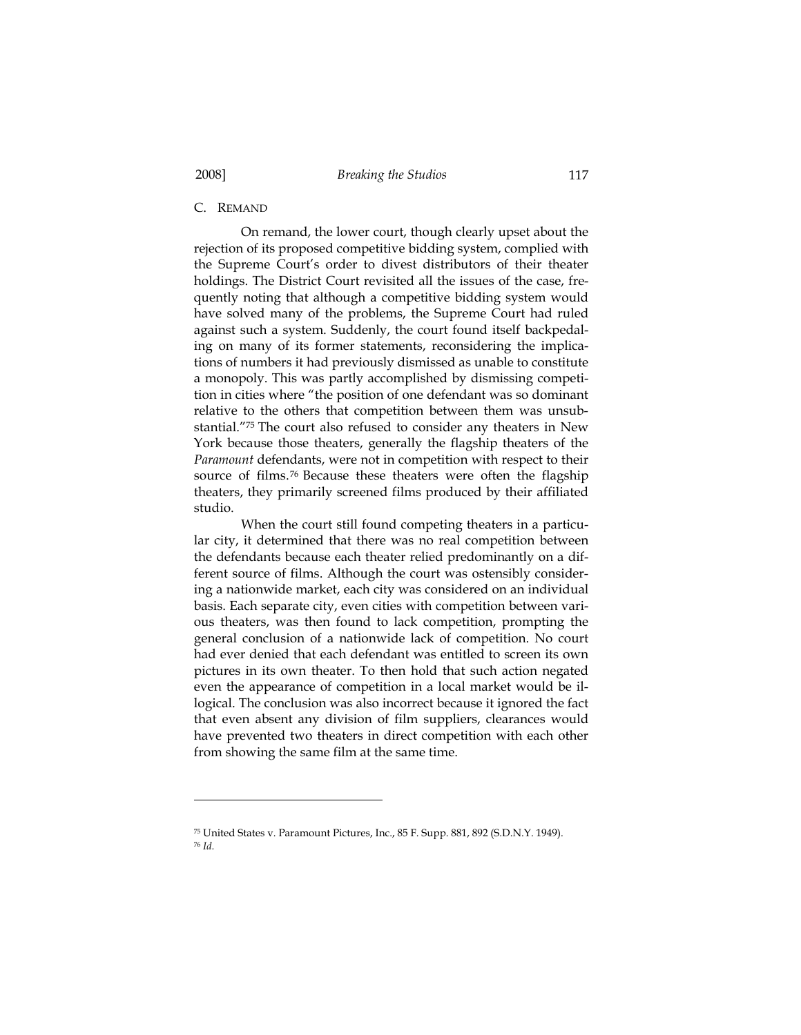### C. REMAND

On remand, the lower court, though clearly upset about the rejection of its proposed competitive bidding system, complied with the Supreme Court's order to divest distributors of their theater holdings. The District Court revisited all the issues of the case, frequently noting that although a competitive bidding system would have solved many of the problems, the Supreme Court had ruled against such a system. Suddenly, the court found itself backpedaling on many of its former statements, reconsidering the implications of numbers it had previously dismissed as unable to constitute a monopoly. This was partly accomplished by dismissing competition in cities where "the position of one defendant was so dominant relative to the others that competition between them was unsubstantial."[75] The court also refused to consider any theaters in New York because those theaters, generally the flagship theaters of the *Paramount* defendants, were not in competition with respect to their source of films.[76] Because these theaters were often the flagship theaters, they primarily screened films produced by their affiliated studio.

When the court still found competing theaters in a particular city, it determined that there was no real competition between the defendants because each theater relied predominantly on a different source of films. Although the court was ostensibly considering a nationwide market, each city was considered on an individual basis. Each separate city, even cities with competition between various theaters, was then found to lack competition, prompting the general conclusion of a nationwide lack of competition. No court had ever denied that each defendant was entitled to screen its own pictures in its own theater. To then hold that such action negated even the appearance of competition in a local market would be illogical. The conclusion was also incorrect because it ignored the fact that even absent any division of film suppliers, clearances would have prevented two theaters in direct competition with each other from showing the same film at the same time.

---

[75] United States v. Paramount Pictures, Inc., 85 F. Supp. 881, 892 (S.D.N.Y. 1949).

[76] *Id.*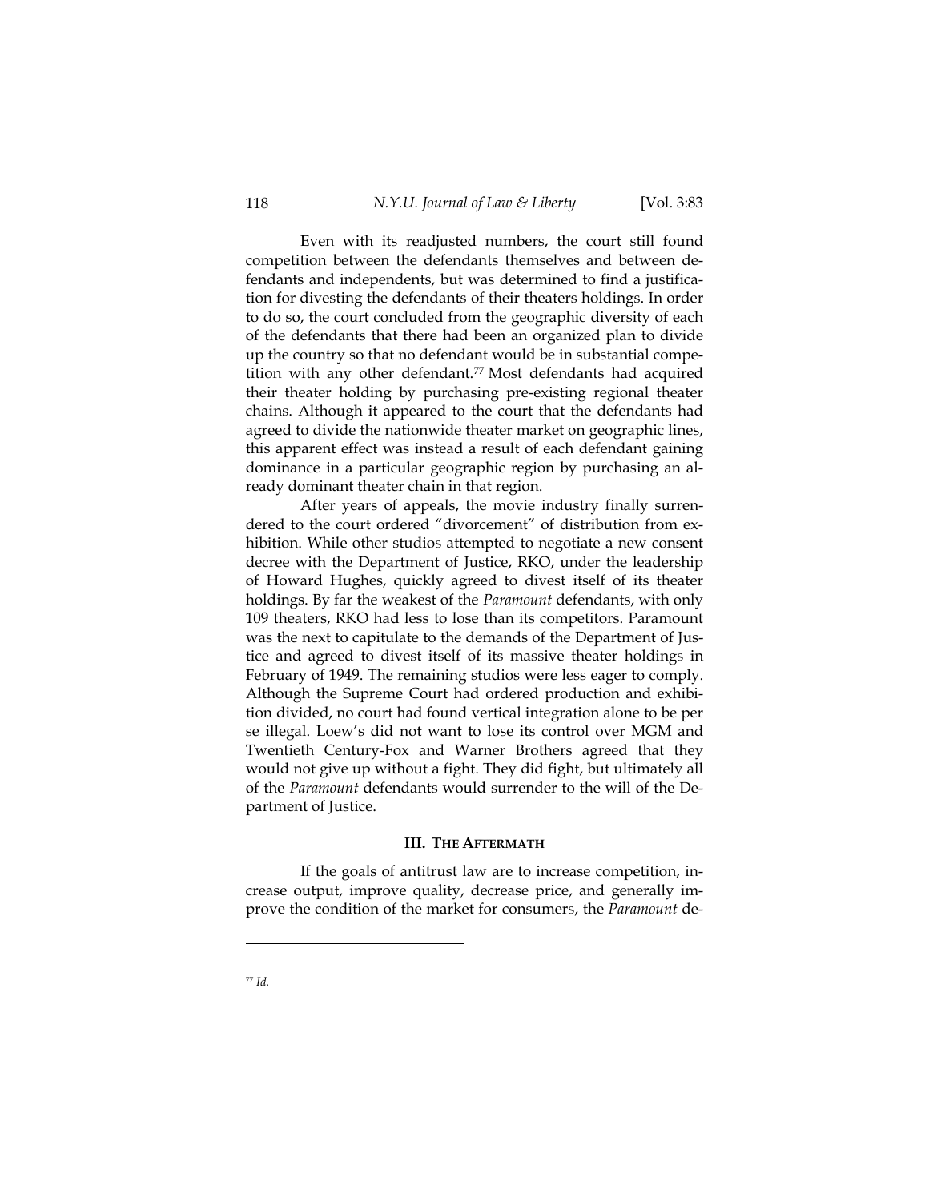Even with its readjusted numbers, the court still found competition between the defendants themselves and between defendants and independents, but was determined to find a justification for divesting the defendants of their theaters holdings. In order to do so, the court concluded from the geographic diversity of each of the defendants that there had been an organized plan to divide up the country so that no defendant would be in substantial competition with any other defendant.[77] Most defendants had acquired their theater holding by purchasing pre-existing regional theater chains. Although it appeared to the court that the defendants had agreed to divide the nationwide theater market on geographic lines, this apparent effect was instead a result of each defendant gaining dominance in a particular geographic region by purchasing an already dominant theater chain in that region.

After years of appeals, the movie industry finally surrendered to the court ordered "divorcement" of distribution from exhibition. While other studios attempted to negotiate a new consent decree with the Department of Justice, RKO, under the leadership of Howard Hughes, quickly agreed to divest itself of its theater holdings. By far the weakest of the *Paramount* defendants, with only 109 theaters, RKO had less to lose than its competitors. Paramount was the next to capitulate to the demands of the Department of Justice and agreed to divest itself of its massive theater holdings in February of 1949. The remaining studios were less eager to comply. Although the Supreme Court had ordered production and exhibition divided, no court had found vertical integration alone to be per se illegal. Loew's did not want to lose its control over MGM and Twentieth Century-Fox and Warner Brothers agreed that they would not give up without a fight. They did fight, but ultimately all of the *Paramount* defendants would surrender to the will of the Department of Justice.

## III. The Aftermath

If the goals of antitrust law are to increase competition, increase output, improve quality, decrease price, and generally improve the condition of the market for consumers, the *Paramount* de-

---

[77] *Id.*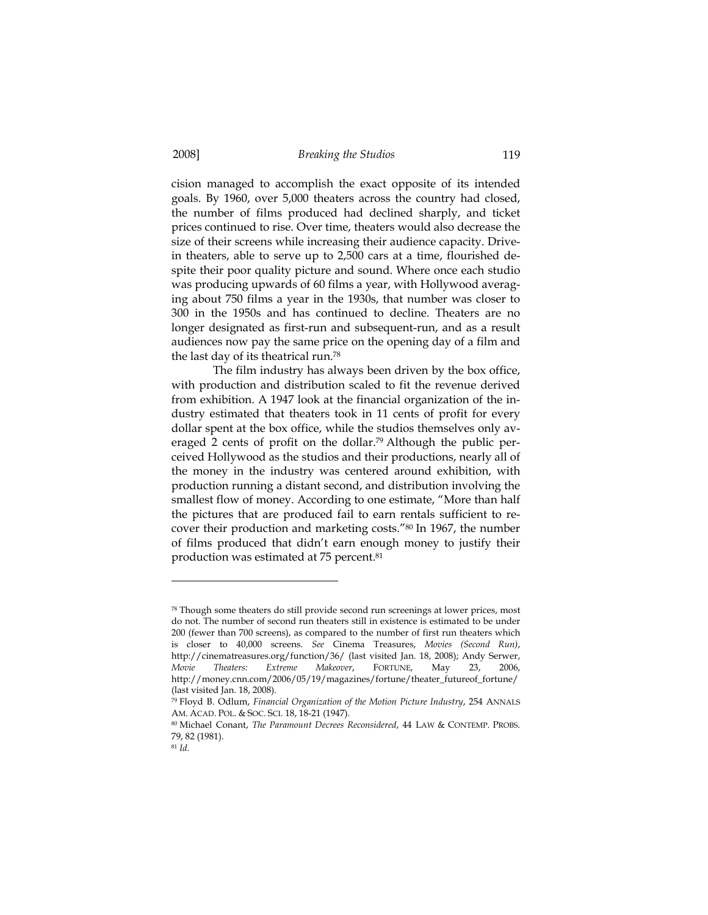cision managed to accomplish the exact opposite of its intended goals. By 1960, over 5,000 theaters across the country had closed, the number of films produced had declined sharply, and ticket prices continued to rise. Over time, theaters would also decrease the size of their screens while increasing their audience capacity. Drive-in theaters, able to serve up to 2,500 cars at a time, flourished despite their poor quality picture and sound. Where once each studio was producing upwards of 60 films a year, with Hollywood averaging about 750 films a year in the 1930s, that number was closer to 300 in the 1950s and has continued to decline. Theaters are no longer designated as first-run and subsequent-run, and as a result audiences now pay the same price on the opening day of a film and the last day of its theatrical run.[78]

The film industry has always been driven by the box office, with production and distribution scaled to fit the revenue derived from exhibition. A 1947 look at the financial organization of the industry estimated that theaters took in 11 cents of profit for every dollar spent at the box office, while the studios themselves only averaged 2 cents of profit on the dollar.[79] Although the public perceived Hollywood as the studios and their productions, nearly all of the money in the industry was centered around exhibition, with production running a distant second, and distribution involving the smallest flow of money. According to one estimate, "More than half the pictures that are produced fail to earn rentals sufficient to recover their production and marketing costs."[80] In 1967, the number of films produced that didn't earn enough money to justify their production was estimated at 75 percent.[81]

---

[78] Though some theaters do still provide second run screenings at lower prices, most do not. The number of second run theaters still in existence is estimated to be under 200 (fewer than 700 screens), as compared to the number of first run theaters which is closer to 40,000 screens. *See* Cinema Treasures, *Movies (Second Run)*, http://cinematreasures.org/function/36/ (last visited Jan. 18, 2008); Andy Serwer, *Movie Theaters: Extreme Makeover*, FORTUNE, May 23, 2006, http://money.cnn.com/2006/05/19/magazines/fortune/theater_futureof_fortune/ (last visited Jan. 18, 2008).

[79] Floyd B. Odlum, *Financial Organization of the Motion Picture Industry*, 254 ANNALS AM. ACAD. POL. & SOC. SCI. 18, 18-21 (1947).

[80] Michael Conant, *The Paramount Decrees Reconsidered*, 44 LAW & CONTEMP. PROBS. 79, 82 (1981).

[81] *Id.*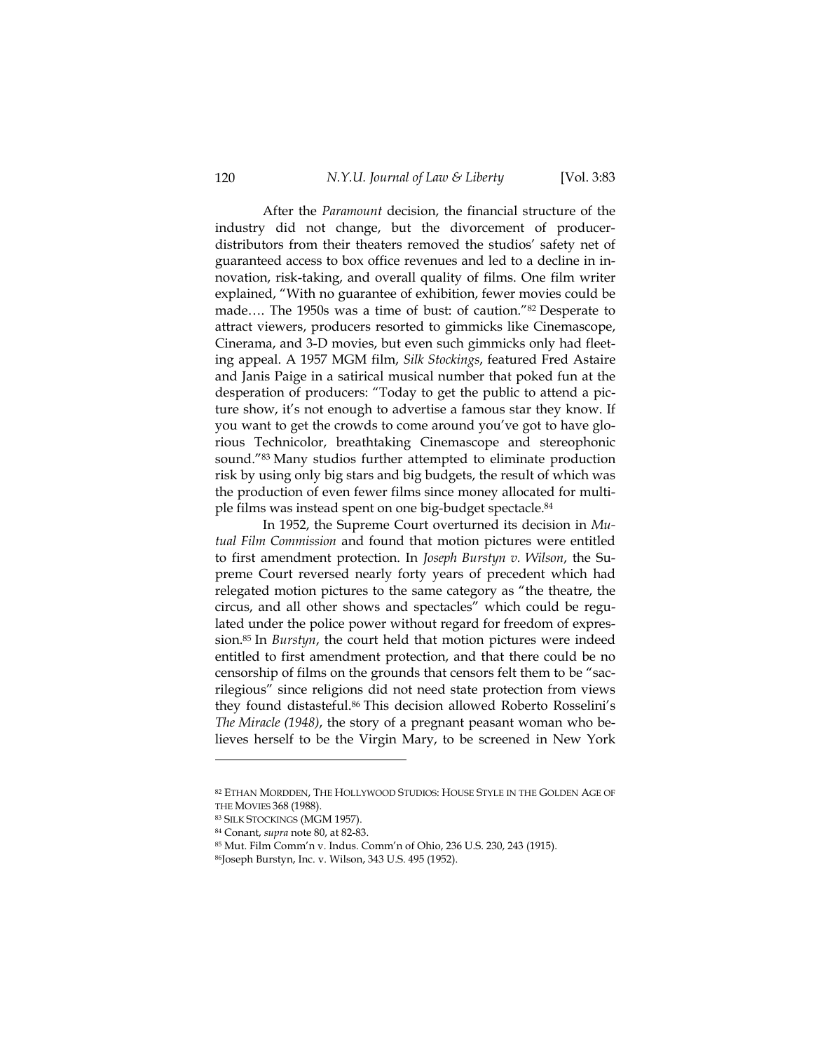After the *Paramount* decision, the financial structure of the industry did not change, but the divorcement of producer-distributors from their theaters removed the studios' safety net of guaranteed access to box office revenues and led to a decline in innovation, risk-taking, and overall quality of films. One film writer explained, "With no guarantee of exhibition, fewer movies could be made…. The 1950s was a time of bust: of caution."[82] Desperate to attract viewers, producers resorted to gimmicks like Cinemascope, Cinerama, and 3-D movies, but even such gimmicks only had fleeting appeal. A 1957 MGM film, *Silk Stockings*, featured Fred Astaire and Janis Paige in a satirical musical number that poked fun at the desperation of producers: "Today to get the public to attend a picture show, it's not enough to advertise a famous star they know. If you want to get the crowds to come around you've got to have glorious Technicolor, breathtaking Cinemascope and stereophonic sound."[83] Many studios further attempted to eliminate production risk by using only big stars and big budgets, the result of which was the production of even fewer films since money allocated for multiple films was instead spent on one big-budget spectacle.[84]

In 1952, the Supreme Court overturned its decision in *Mutual Film Commission* and found that motion pictures were entitled to first amendment protection. In *Joseph Burstyn v. Wilson*, the Supreme Court reversed nearly forty years of precedent which had relegated motion pictures to the same category as "the theatre, the circus, and all other shows and spectacles" which could be regulated under the police power without regard for freedom of expression.[85] In *Burstyn*, the court held that motion pictures were indeed entitled to first amendment protection, and that there could be no censorship of films on the grounds that censors felt them to be "sacrilegious" since religions did not need state protection from views they found distasteful.[86] This decision allowed Roberto Rosselini's *The Miracle (1948)*, the story of a pregnant peasant woman who believes herself to be the Virgin Mary, to be screened in New York

---

[82] ETHAN MORDDEN, THE HOLLYWOOD STUDIOS: HOUSE STYLE IN THE GOLDEN AGE OF THE MOVIES 368 (1988).

[83] SILK STOCKINGS (MGM 1957).

[84] Conant, *supra* note 80, at 82-83.

[85] Mut. Film Comm'n v. Indus. Comm'n of Ohio, 236 U.S. 230, 243 (1915).

[86] Joseph Burstyn, Inc. v. Wilson, 343 U.S. 495 (1952).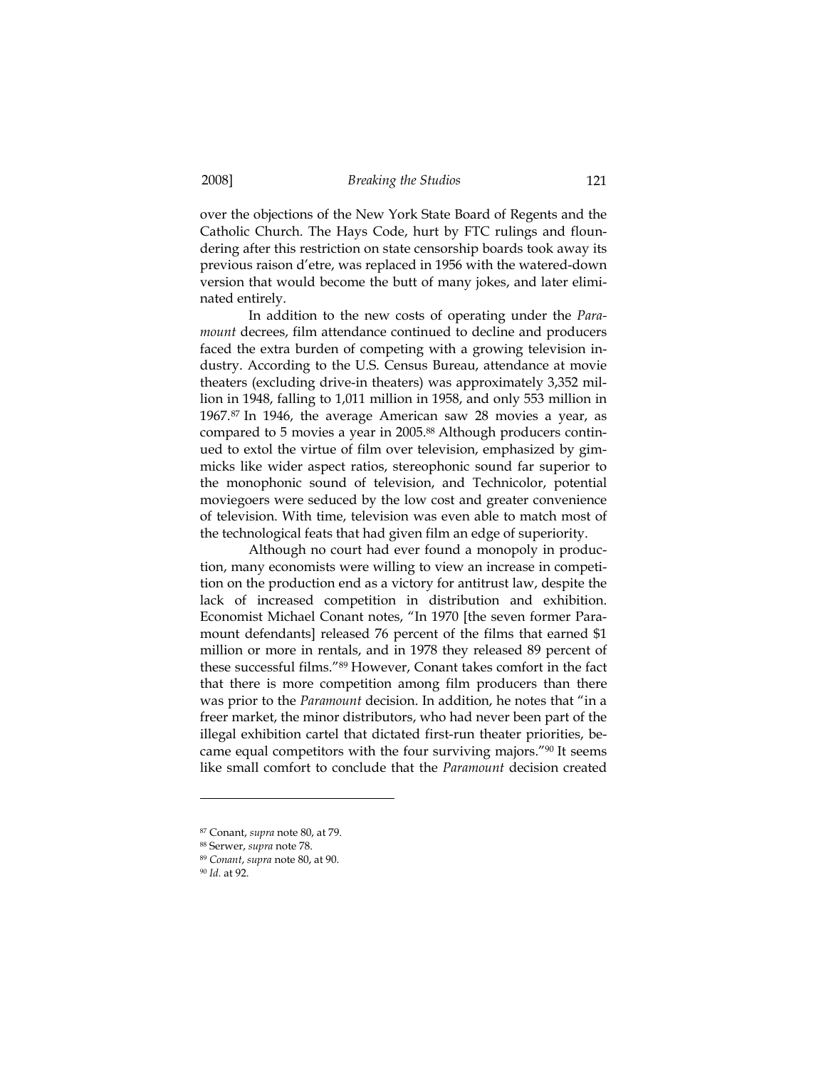over the objections of the New York State Board of Regents and the Catholic Church. The Hays Code, hurt by FTC rulings and floundering after this restriction on state censorship boards took away its previous raison d'etre, was replaced in 1956 with the watered-down version that would become the butt of many jokes, and later eliminated entirely.

In addition to the new costs of operating under the *Paramount* decrees, film attendance continued to decline and producers faced the extra burden of competing with a growing television industry. According to the U.S. Census Bureau, attendance at movie theaters (excluding drive-in theaters) was approximately 3,352 million in 1948, falling to 1,011 million in 1958, and only 553 million in 1967.[87] In 1946, the average American saw 28 movies a year, as compared to 5 movies a year in 2005.[88] Although producers continued to extol the virtue of film over television, emphasized by gimmicks like wider aspect ratios, stereophonic sound far superior to the monophonic sound of television, and Technicolor, potential moviegoers were seduced by the low cost and greater convenience of television. With time, television was even able to match most of the technological feats that had given film an edge of superiority.

Although no court had ever found a monopoly in production, many economists were willing to view an increase in competition on the production end as a victory for antitrust law, despite the lack of increased competition in distribution and exhibition. Economist Michael Conant notes, "In 1970 [the seven former Paramount defendants] released 76 percent of the films that earned $1 million or more in rentals, and in 1978 they released 89 percent of these successful films."[89] However, Conant takes comfort in the fact that there is more competition among film producers than there was prior to the *Paramount* decision. In addition, he notes that "in a freer market, the minor distributors, who had never been part of the illegal exhibition cartel that dictated first-run theater priorities, became equal competitors with the four surviving majors."[90] It seems like small comfort to conclude that the *Paramount* decision created

---

[87] Conant, *supra* note 80, at 79.

[88] Serwer, *supra* note 78.

[89] *Conant*, *supra* note 80, at 90.

[90] *Id.* at 92.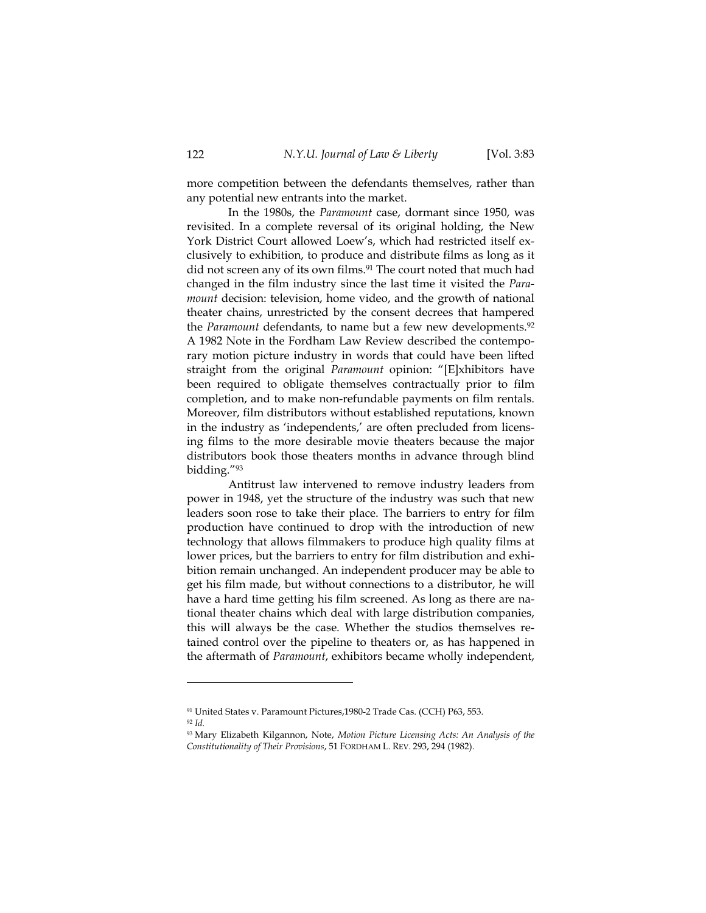more competition between the defendants themselves, rather than any potential new entrants into the market.

In the 1980s, the *Paramount* case, dormant since 1950, was revisited. In a complete reversal of its original holding, the New York District Court allowed Loew's, which had restricted itself exclusively to exhibition, to produce and distribute films as long as it did not screen any of its own films.[91] The court noted that much had changed in the film industry since the last time it visited the *Paramount* decision: television, home video, and the growth of national theater chains, unrestricted by the consent decrees that hampered the *Paramount* defendants, to name but a few new developments.[92] A 1982 Note in the Fordham Law Review described the contemporary motion picture industry in words that could have been lifted straight from the original *Paramount* opinion: "[E]xhibitors have been required to obligate themselves contractually prior to film completion, and to make non-refundable payments on film rentals. Moreover, film distributors without established reputations, known in the industry as 'independents,' are often precluded from licensing films to the more desirable movie theaters because the major distributors book those theaters months in advance through blind bidding."[93]

Antitrust law intervened to remove industry leaders from power in 1948, yet the structure of the industry was such that new leaders soon rose to take their place. The barriers to entry for film production have continued to drop with the introduction of new technology that allows filmmakers to produce high quality films at lower prices, but the barriers to entry for film distribution and exhibition remain unchanged. An independent producer may be able to get his film made, but without connections to a distributor, he will have a hard time getting his film screened. As long as there are national theater chains which deal with large distribution companies, this will always be the case. Whether the studios themselves retained control over the pipeline to theaters or, as has happened in the aftermath of *Paramount*, exhibitors became wholly independent,

---

[91] United States v. Paramount Pictures,1980-2 Trade Cas. (CCH) P63, 553.

[92] *Id.*

[93] Mary Elizabeth Kilgannon, Note, *Motion Picture Licensing Acts: An Analysis of the Constitutionality of Their Provisions*, 51 FORDHAM L. REV. 293, 294 (1982).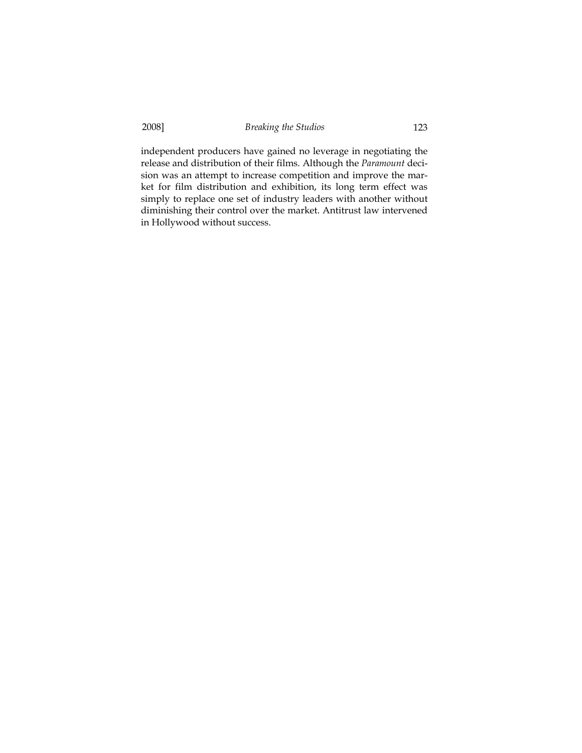independent producers have gained no leverage in negotiating the release and distribution of their films. Although the *Paramount* decision was an attempt to increase competition and improve the market for film distribution and exhibition, its long term effect was simply to replace one set of industry leaders with another without diminishing their control over the market. Antitrust law intervened in Hollywood without success.